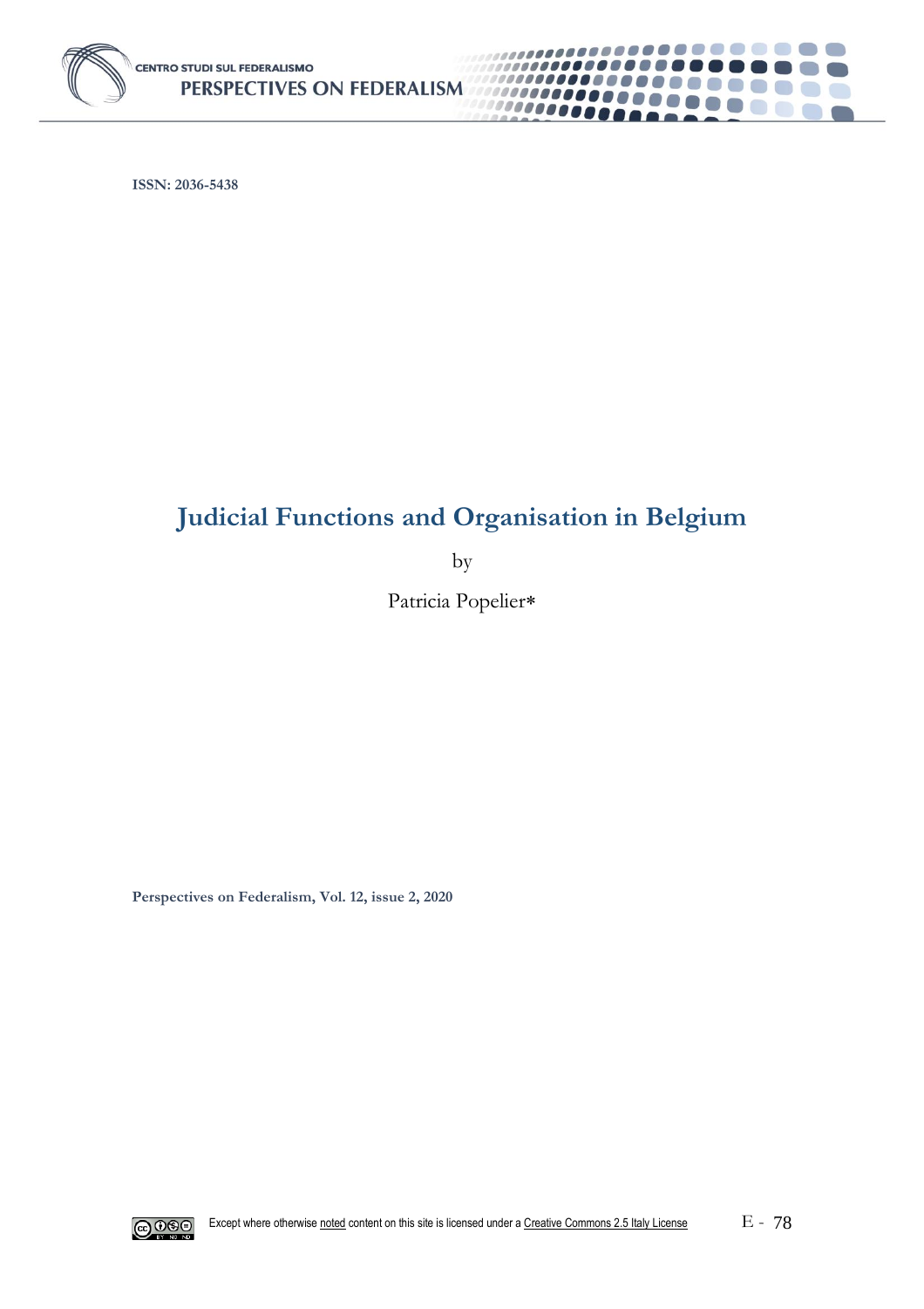ISSN: 2036-5438

# Judicial Functions and Organisation in Belgium

by

Patricia Popelier*

Perspectives on Federalism, Vol. 12, issue 2, 2020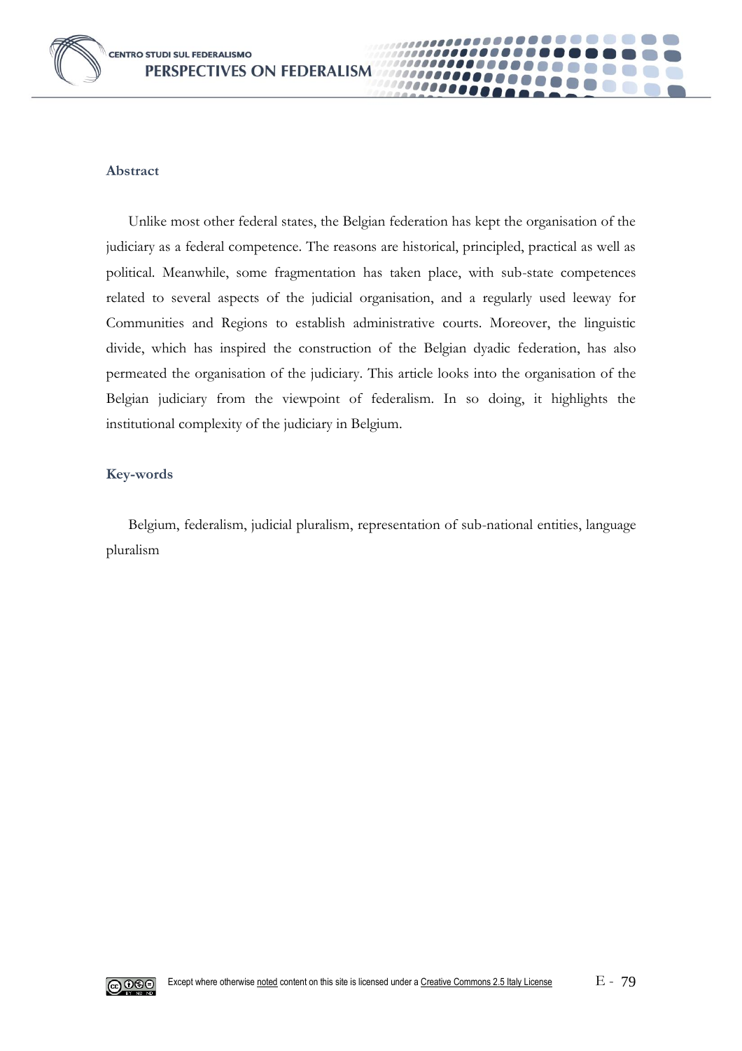## Abstract

Unlike most other federal states, the Belgian federation has kept the organisation of the judiciary as a federal competence. The reasons are historical, principled, practical as well as political. Meanwhile, some fragmentation has taken place, with sub-state competences related to several aspects of the judicial organisation, and a regularly used leeway for Communities and Regions to establish administrative courts. Moreover, the linguistic divide, which has inspired the construction of the Belgian dyadic federation, has also permeated the organisation of the judiciary. This article looks into the organisation of the Belgian judiciary from the viewpoint of federalism. In so doing, it highlights the institutional complexity of the judiciary in Belgium.

## Key-words

Belgium, federalism, judicial pluralism, representation of sub-national entities, language pluralism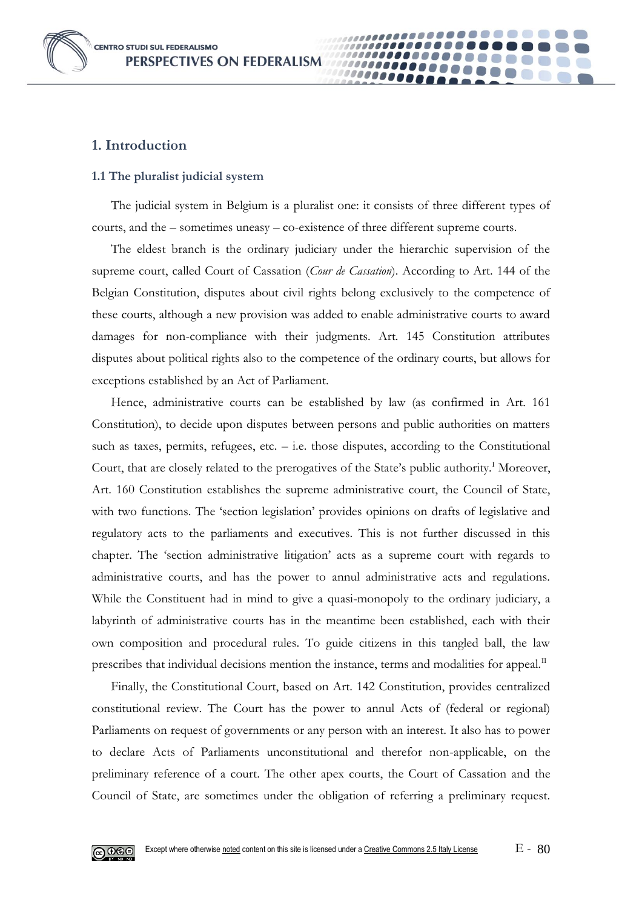## 1. Introduction

### 1.1 The pluralist judicial system

The judicial system in Belgium is a pluralist one: it consists of three different types of courts, and the – sometimes uneasy – co-existence of three different supreme courts.

The eldest branch is the ordinary judiciary under the hierarchic supervision of the supreme court, called Court of Cassation (*Cour de Cassation*). According to Art. 144 of the Belgian Constitution, disputes about civil rights belong exclusively to the competence of these courts, although a new provision was added to enable administrative courts to award damages for non-compliance with their judgments. Art. 145 Constitution attributes disputes about political rights also to the competence of the ordinary courts, but allows for exceptions established by an Act of Parliament.

Hence, administrative courts can be established by law (as confirmed in Art. 161 Constitution), to decide upon disputes between persons and public authorities on matters such as taxes, permits, refugees, etc. – i.e. those disputes, according to the Constitutional Court, that are closely related to the prerogatives of the State's public authority.[I] Moreover, Art. 160 Constitution establishes the supreme administrative court, the Council of State, with two functions. The 'section legislation' provides opinions on drafts of legislative and regulatory acts to the parliaments and executives. This is not further discussed in this chapter. The 'section administrative litigation' acts as a supreme court with regards to administrative courts, and has the power to annul administrative acts and regulations. While the Constituent had in mind to give a quasi-monopoly to the ordinary judiciary, a labyrinth of administrative courts has in the meantime been established, each with their own composition and procedural rules. To guide citizens in this tangled ball, the law prescribes that individual decisions mention the instance, terms and modalities for appeal.[II]

Finally, the Constitutional Court, based on Art. 142 Constitution, provides centralized constitutional review. The Court has the power to annul Acts of (federal or regional) Parliaments on request of governments or any person with an interest. It also has to power to declare Acts of Parliaments unconstitutional and therefor non-applicable, on the preliminary reference of a court. The other apex courts, the Court of Cassation and the Council of State, are sometimes under the obligation of referring a preliminary request.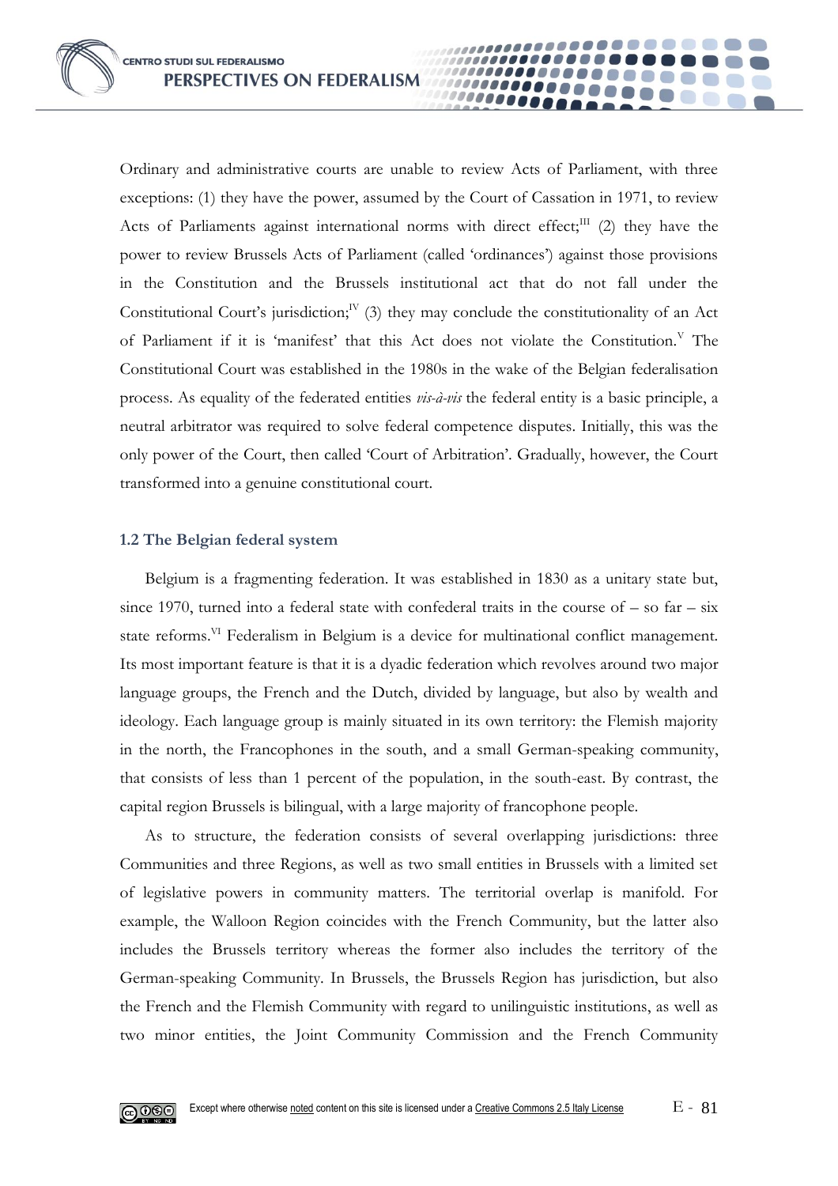Ordinary and administrative courts are unable to review Acts of Parliament, with three exceptions: (1) they have the power, assumed by the Court of Cassation in 1971, to review Acts of Parliaments against international norms with direct effect;[III] (2) they have the power to review Brussels Acts of Parliament (called 'ordinances') against those provisions in the Constitution and the Brussels institutional act that do not fall under the Constitutional Court's jurisdiction;[IV] (3) they may conclude the constitutionality of an Act of Parliament if it is 'manifest' that this Act does not violate the Constitution.[V] The Constitutional Court was established in the 1980s in the wake of the Belgian federalisation process. As equality of the federated entities *vis-à-vis* the federal entity is a basic principle, a neutral arbitrator was required to solve federal competence disputes. Initially, this was the only power of the Court, then called 'Court of Arbitration'. Gradually, however, the Court transformed into a genuine constitutional court.

### 1.2 The Belgian federal system

Belgium is a fragmenting federation. It was established in 1830 as a unitary state but, since 1970, turned into a federal state with confederal traits in the course of – so far – six state reforms.[VI] Federalism in Belgium is a device for multinational conflict management. Its most important feature is that it is a dyadic federation which revolves around two major language groups, the French and the Dutch, divided by language, but also by wealth and ideology. Each language group is mainly situated in its own territory: the Flemish majority in the north, the Francophones in the south, and a small German-speaking community, that consists of less than 1 percent of the population, in the south-east. By contrast, the capital region Brussels is bilingual, with a large majority of francophone people.

As to structure, the federation consists of several overlapping jurisdictions: three Communities and three Regions, as well as two small entities in Brussels with a limited set of legislative powers in community matters. The territorial overlap is manifold. For example, the Walloon Region coincides with the French Community, but the latter also includes the Brussels territory whereas the former also includes the territory of the German-speaking Community. In Brussels, the Brussels Region has jurisdiction, but also the French and the Flemish Community with regard to unilinguistic institutions, as well as two minor entities, the Joint Community Commission and the French Community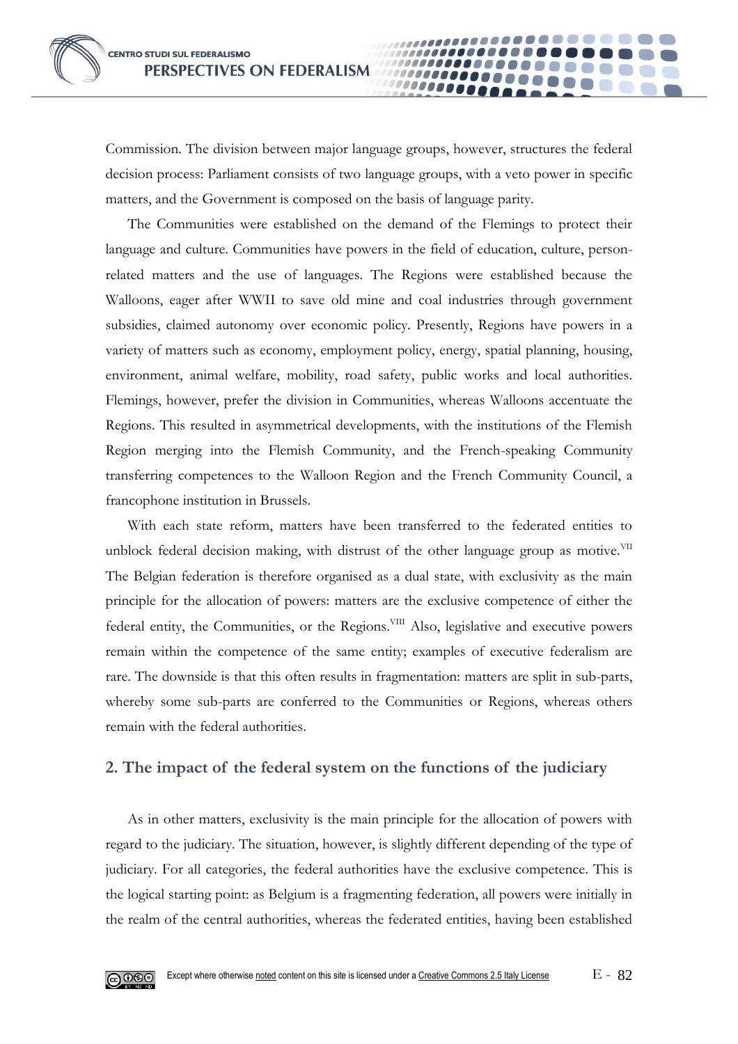Commission. The division between major language groups, however, structures the federal decision process: Parliament consists of two language groups, with a veto power in specific matters, and the Government is composed on the basis of language parity.

The Communities were established on the demand of the Flemings to protect their language and culture. Communities have powers in the field of education, culture, person-related matters and the use of languages. The Regions were established because the Walloons, eager after WWII to save old mine and coal industries through government subsidies, claimed autonomy over economic policy. Presently, Regions have powers in a variety of matters such as economy, employment policy, energy, spatial planning, housing, environment, animal welfare, mobility, road safety, public works and local authorities. Flemings, however, prefer the division in Communities, whereas Walloons accentuate the Regions. This resulted in asymmetrical developments, with the institutions of the Flemish Region merging into the Flemish Community, and the French-speaking Community transferring competences to the Walloon Region and the French Community Council, a francophone institution in Brussels.

With each state reform, matters have been transferred to the federated entities to unblock federal decision making, with distrust of the other language group as motive.[VII] The Belgian federation is therefore organised as a dual state, with exclusivity as the main principle for the allocation of powers: matters are the exclusive competence of either the federal entity, the Communities, or the Regions.[VIII] Also, legislative and executive powers remain within the competence of the same entity; examples of executive federalism are rare. The downside is that this often results in fragmentation: matters are split in sub-parts, whereby some sub-parts are conferred to the Communities or Regions, whereas others remain with the federal authorities.

## 2. The impact of the federal system on the functions of the judiciary

As in other matters, exclusivity is the main principle for the allocation of powers with regard to the judiciary. The situation, however, is slightly different depending of the type of judiciary. For all categories, the federal authorities have the exclusive competence. This is the logical starting point: as Belgium is a fragmenting federation, all powers were initially in the realm of the central authorities, whereas the federated entities, having been established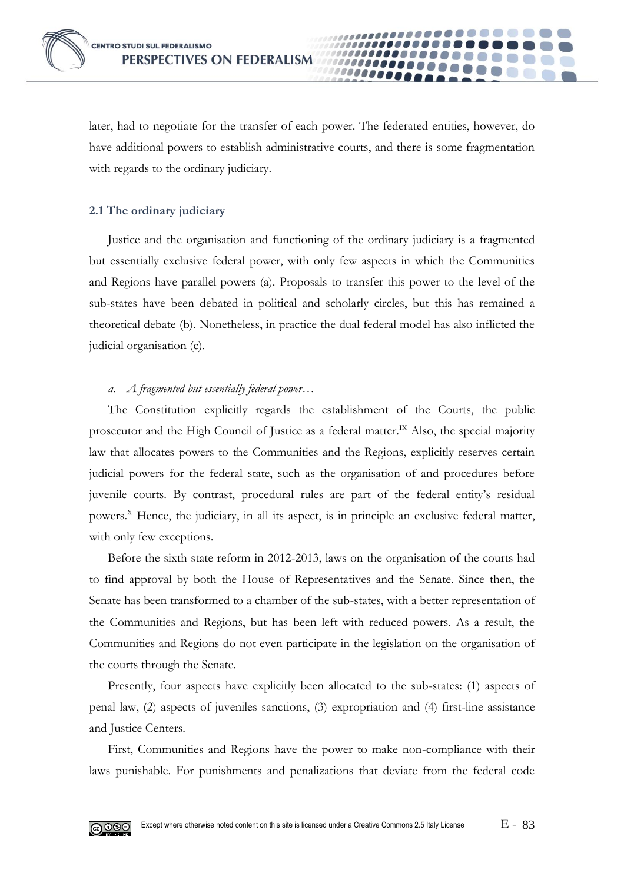later, had to negotiate for the transfer of each power. The federated entities, however, do have additional powers to establish administrative courts, and there is some fragmentation with regards to the ordinary judiciary.

### 2.1 The ordinary judiciary

Justice and the organisation and functioning of the ordinary judiciary is a fragmented but essentially exclusive federal power, with only few aspects in which the Communities and Regions have parallel powers (a). Proposals to transfer this power to the level of the sub-states have been debated in political and scholarly circles, but this has remained a theoretical debate (b). Nonetheless, in practice the dual federal model has also inflicted the judicial organisation (c).

*a. A fragmented but essentially federal power…*

The Constitution explicitly regards the establishment of the Courts, the public prosecutor and the High Council of Justice as a federal matter.[IX] Also, the special majority law that allocates powers to the Communities and the Regions, explicitly reserves certain judicial powers for the federal state, such as the organisation of and procedures before juvenile courts. By contrast, procedural rules are part of the federal entity's residual powers.[X] Hence, the judiciary, in all its aspect, is in principle an exclusive federal matter, with only few exceptions.

Before the sixth state reform in 2012-2013, laws on the organisation of the courts had to find approval by both the House of Representatives and the Senate. Since then, the Senate has been transformed to a chamber of the sub-states, with a better representation of the Communities and Regions, but has been left with reduced powers. As a result, the Communities and Regions do not even participate in the legislation on the organisation of the courts through the Senate.

Presently, four aspects have explicitly been allocated to the sub-states: (1) aspects of penal law, (2) aspects of juveniles sanctions, (3) expropriation and (4) first-line assistance and Justice Centers.

First, Communities and Regions have the power to make non-compliance with their laws punishable. For punishments and penalizations that deviate from the federal code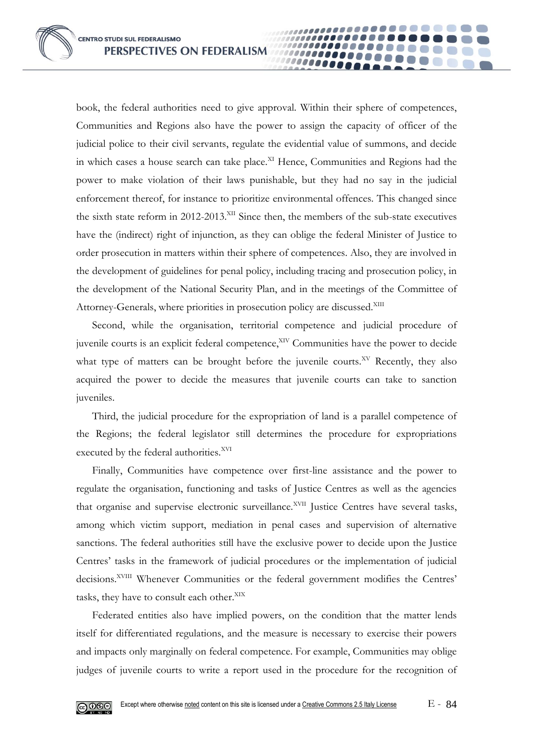book, the federal authorities need to give approval. Within their sphere of competences, Communities and Regions also have the power to assign the capacity of officer of the judicial police to their civil servants, regulate the evidential value of summons, and decide in which cases a house search can take place.[XI] Hence, Communities and Regions had the power to make violation of their laws punishable, but they had no say in the judicial enforcement thereof, for instance to prioritize environmental offences. This changed since the sixth state reform in 2012-2013.[XII] Since then, the members of the sub-state executives have the (indirect) right of injunction, as they can oblige the federal Minister of Justice to order prosecution in matters within their sphere of competences. Also, they are involved in the development of guidelines for penal policy, including tracing and prosecution policy, in the development of the National Security Plan, and in the meetings of the Committee of Attorney-Generals, where priorities in prosecution policy are discussed.[XIII]

Second, while the organisation, territorial competence and judicial procedure of juvenile courts is an explicit federal competence,[XIV] Communities have the power to decide what type of matters can be brought before the juvenile courts.[XV] Recently, they also acquired the power to decide the measures that juvenile courts can take to sanction juveniles.

Third, the judicial procedure for the expropriation of land is a parallel competence of the Regions; the federal legislator still determines the procedure for expropriations executed by the federal authorities.[XVI]

Finally, Communities have competence over first-line assistance and the power to regulate the organisation, functioning and tasks of Justice Centres as well as the agencies that organise and supervise electronic surveillance.[XVII] Justice Centres have several tasks, among which victim support, mediation in penal cases and supervision of alternative sanctions. The federal authorities still have the exclusive power to decide upon the Justice Centres' tasks in the framework of judicial procedures or the implementation of judicial decisions.[XVIII] Whenever Communities or the federal government modifies the Centres' tasks, they have to consult each other.[XIX]

Federated entities also have implied powers, on the condition that the matter lends itself for differentiated regulations, and the measure is necessary to exercise their powers and impacts only marginally on federal competence. For example, Communities may oblige judges of juvenile courts to write a report used in the procedure for the recognition of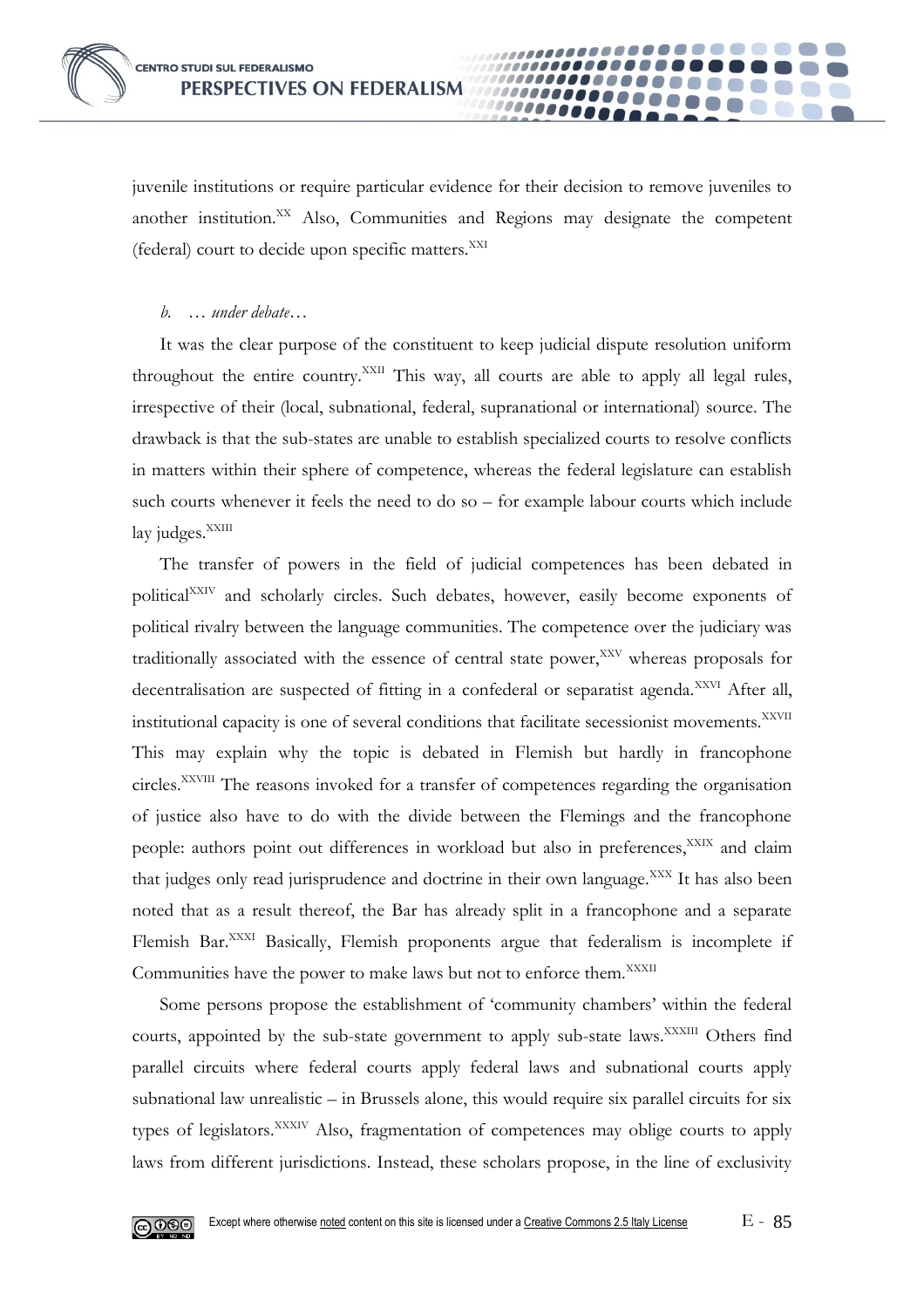juvenile institutions or require particular evidence for their decision to remove juveniles to another institution.[XX] Also, Communities and Regions may designate the competent (federal) court to decide upon specific matters.[XXI]

*b. … under debate…*

It was the clear purpose of the constituent to keep judicial dispute resolution uniform throughout the entire country.[XXII] This way, all courts are able to apply all legal rules, irrespective of their (local, subnational, federal, supranational or international) source. The drawback is that the sub-states are unable to establish specialized courts to resolve conflicts in matters within their sphere of competence, whereas the federal legislature can establish such courts whenever it feels the need to do so – for example labour courts which include lay judges.[XXIII]

The transfer of powers in the field of judicial competences has been debated in political[XXIV] and scholarly circles. Such debates, however, easily become exponents of political rivalry between the language communities. The competence over the judiciary was traditionally associated with the essence of central state power,[XXV] whereas proposals for decentralisation are suspected of fitting in a confederal or separatist agenda.[XXVI] After all, institutional capacity is one of several conditions that facilitate secessionist movements.[XXVII] This may explain why the topic is debated in Flemish but hardly in francophone circles.[XXVIII] The reasons invoked for a transfer of competences regarding the organisation of justice also have to do with the divide between the Flemings and the francophone people: authors point out differences in workload but also in preferences,[XXIX] and claim that judges only read jurisprudence and doctrine in their own language.[XXX] It has also been noted that as a result thereof, the Bar has already split in a francophone and a separate Flemish Bar.[XXXI] Basically, Flemish proponents argue that federalism is incomplete if Communities have the power to make laws but not to enforce them.[XXXII]

Some persons propose the establishment of 'community chambers' within the federal courts, appointed by the sub-state government to apply sub-state laws.[XXXIII] Others find parallel circuits where federal courts apply federal laws and subnational courts apply subnational law unrealistic – in Brussels alone, this would require six parallel circuits for six types of legislators.[XXXIV] Also, fragmentation of competences may oblige courts to apply laws from different jurisdictions. Instead, these scholars propose, in the line of exclusivity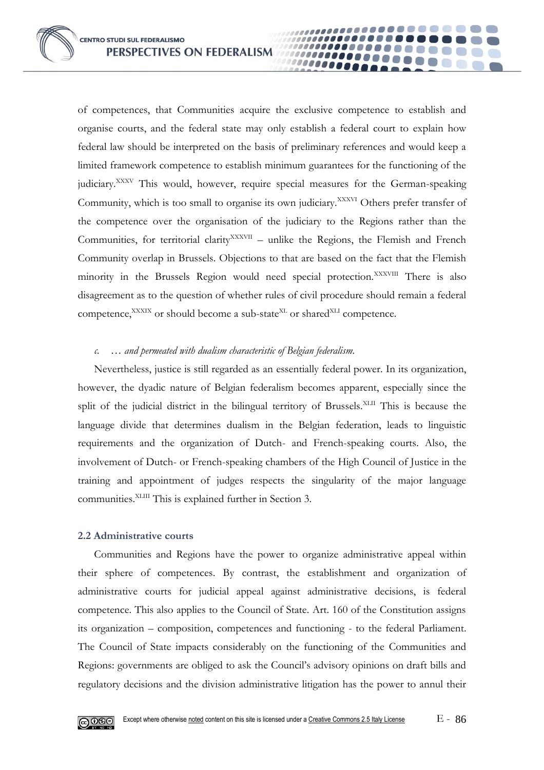of competences, that Communities acquire the exclusive competence to establish and organise courts, and the federal state may only establish a federal court to explain how federal law should be interpreted on the basis of preliminary references and would keep a limited framework competence to establish minimum guarantees for the functioning of the judiciary.[XXXV] This would, however, require special measures for the German-speaking Community, which is too small to organise its own judiciary.[XXXVI] Others prefer transfer of the competence over the organisation of the judiciary to the Regions rather than the Communities, for territorial clarity[XXXVII] – unlike the Regions, the Flemish and French Community overlap in Brussels. Objections to that are based on the fact that the Flemish minority in the Brussels Region would need special protection.[XXXVIII] There is also disagreement as to the question of whether rules of civil procedure should remain a federal competence,[XXXIX] or should become a sub-state[XL] or shared[XLI] competence.

*c. … and permeated with dualism characteristic of Belgian federalism.*

Nevertheless, justice is still regarded as an essentially federal power. In its organization, however, the dyadic nature of Belgian federalism becomes apparent, especially since the split of the judicial district in the bilingual territory of Brussels.[XLII] This is because the language divide that determines dualism in the Belgian federation, leads to linguistic requirements and the organization of Dutch- and French-speaking courts. Also, the involvement of Dutch- or French-speaking chambers of the High Council of Justice in the training and appointment of judges respects the singularity of the major language communities.[XLIII] This is explained further in Section 3.

### 2.2 Administrative courts

Communities and Regions have the power to organize administrative appeal within their sphere of competences. By contrast, the establishment and organization of administrative courts for judicial appeal against administrative decisions, is federal competence. This also applies to the Council of State. Art. 160 of the Constitution assigns its organization – composition, competences and functioning - to the federal Parliament. The Council of State impacts considerably on the functioning of the Communities and Regions: governments are obliged to ask the Council's advisory opinions on draft bills and regulatory decisions and the division administrative litigation has the power to annul their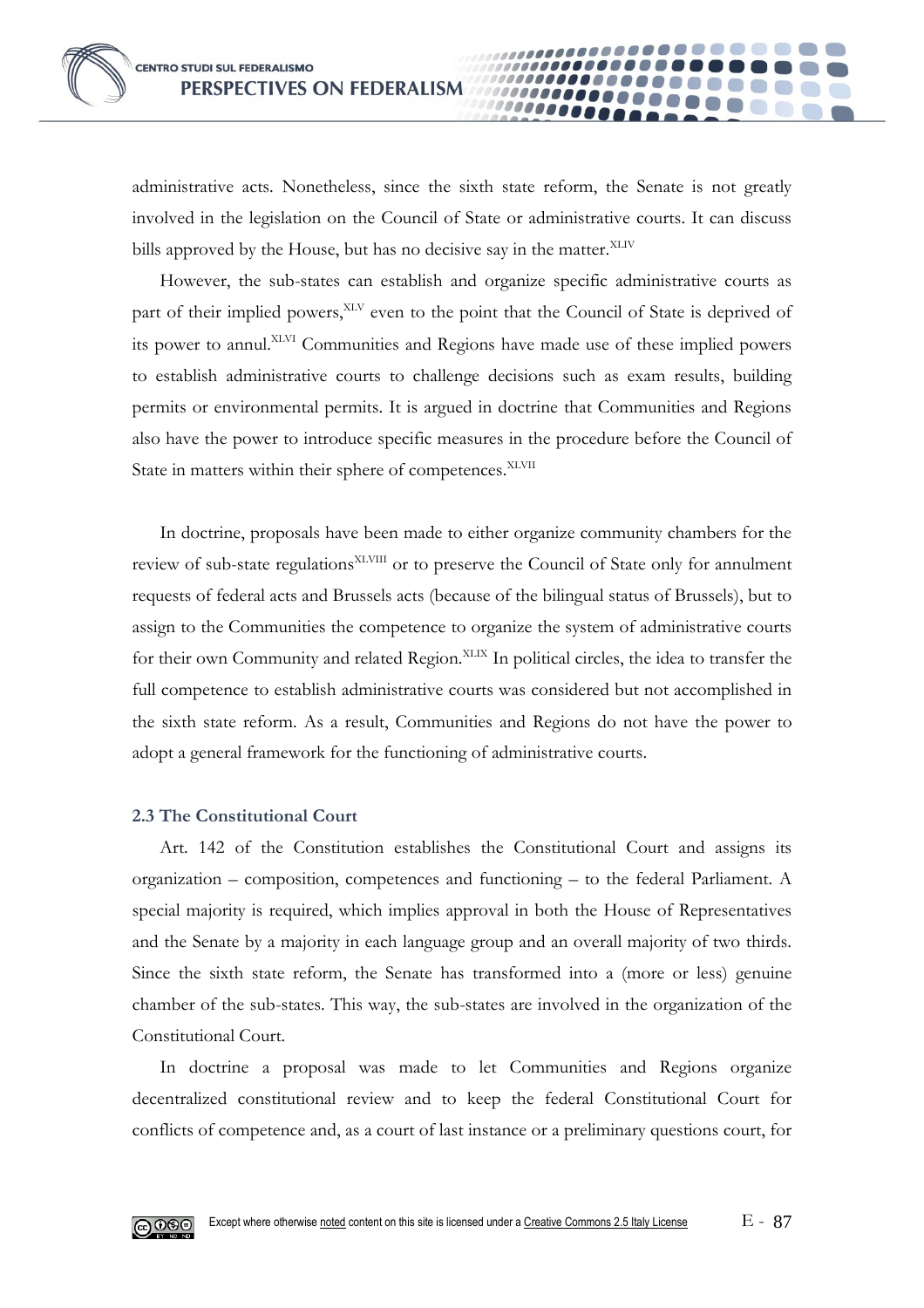administrative acts. Nonetheless, since the sixth state reform, the Senate is not greatly involved in the legislation on the Council of State or administrative courts. It can discuss bills approved by the House, but has no decisive say in the matter.[XLIV]

However, the sub-states can establish and organize specific administrative courts as part of their implied powers,[XLV] even to the point that the Council of State is deprived of its power to annul.[XLVI] Communities and Regions have made use of these implied powers to establish administrative courts to challenge decisions such as exam results, building permits or environmental permits. It is argued in doctrine that Communities and Regions also have the power to introduce specific measures in the procedure before the Council of State in matters within their sphere of competences.[XLVII]

In doctrine, proposals have been made to either organize community chambers for the review of sub-state regulations[XLVIII] or to preserve the Council of State only for annulment requests of federal acts and Brussels acts (because of the bilingual status of Brussels), but to assign to the Communities the competence to organize the system of administrative courts for their own Community and related Region.[XLIX] In political circles, the idea to transfer the full competence to establish administrative courts was considered but not accomplished in the sixth state reform. As a result, Communities and Regions do not have the power to adopt a general framework for the functioning of administrative courts.

### 2.3 The Constitutional Court

Art. 142 of the Constitution establishes the Constitutional Court and assigns its organization – composition, competences and functioning – to the federal Parliament. A special majority is required, which implies approval in both the House of Representatives and the Senate by a majority in each language group and an overall majority of two thirds. Since the sixth state reform, the Senate has transformed into a (more or less) genuine chamber of the sub-states. This way, the sub-states are involved in the organization of the Constitutional Court.

In doctrine a proposal was made to let Communities and Regions organize decentralized constitutional review and to keep the federal Constitutional Court for conflicts of competence and, as a court of last instance or a preliminary questions court, for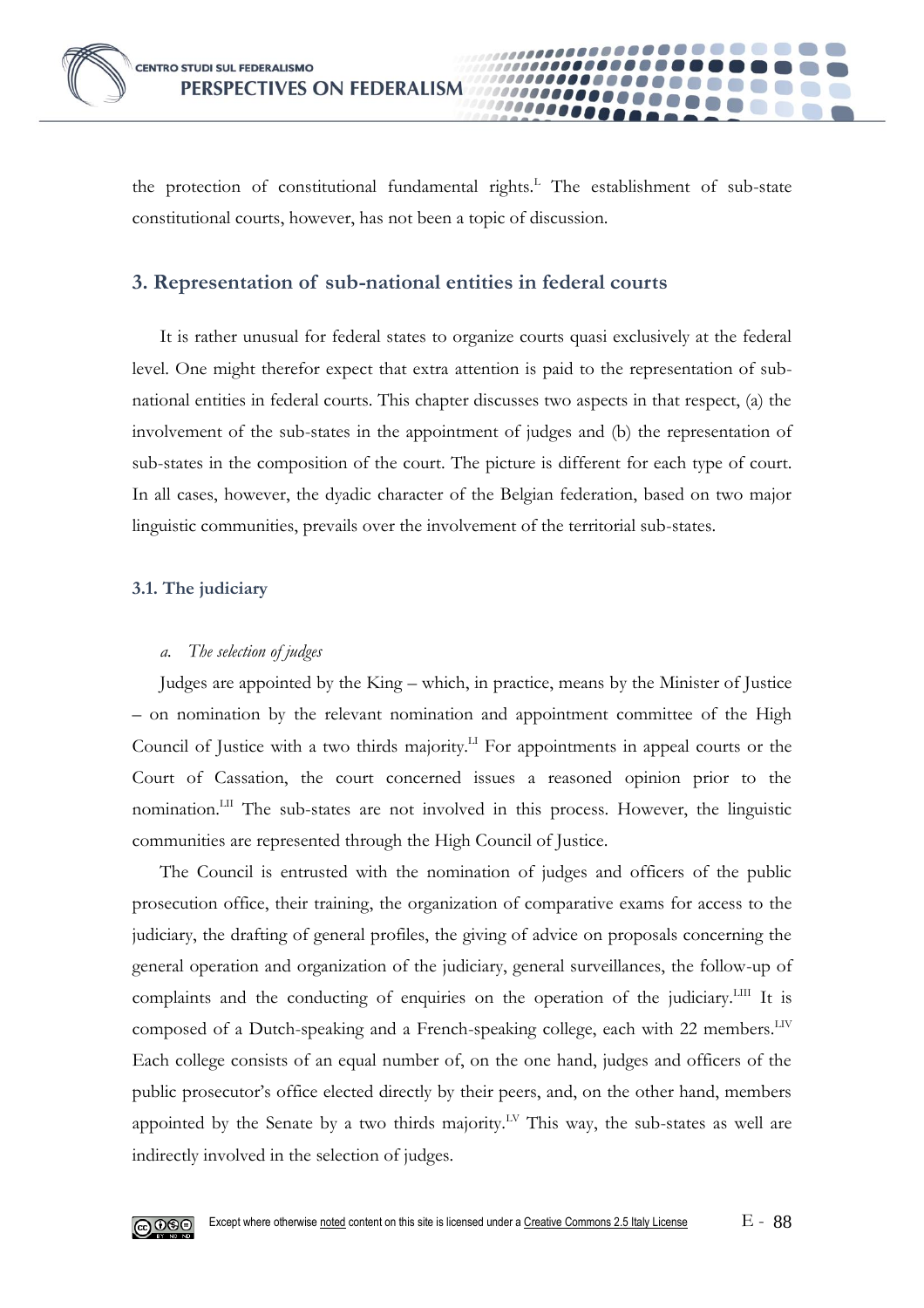the protection of constitutional fundamental rights.[L] The establishment of sub-state constitutional courts, however, has not been a topic of discussion.

## 3. Representation of sub-national entities in federal courts

It is rather unusual for federal states to organize courts quasi exclusively at the federal level. One might therefor expect that extra attention is paid to the representation of sub-national entities in federal courts. This chapter discusses two aspects in that respect, (a) the involvement of the sub-states in the appointment of judges and (b) the representation of sub-states in the composition of the court. The picture is different for each type of court. In all cases, however, the dyadic character of the Belgian federation, based on two major linguistic communities, prevails over the involvement of the territorial sub-states.

### 3.1. The judiciary

*a. The selection of judges*

Judges are appointed by the King – which, in practice, means by the Minister of Justice – on nomination by the relevant nomination and appointment committee of the High Council of Justice with a two thirds majority.[LI] For appointments in appeal courts or the Court of Cassation, the court concerned issues a reasoned opinion prior to the nomination.[LII] The sub-states are not involved in this process. However, the linguistic communities are represented through the High Council of Justice.

The Council is entrusted with the nomination of judges and officers of the public prosecution office, their training, the organization of comparative exams for access to the judiciary, the drafting of general profiles, the giving of advice on proposals concerning the general operation and organization of the judiciary, general surveillances, the follow-up of complaints and the conducting of enquiries on the operation of the judiciary.[LIII] It is composed of a Dutch-speaking and a French-speaking college, each with 22 members.[LIV] Each college consists of an equal number of, on the one hand, judges and officers of the public prosecutor's office elected directly by their peers, and, on the other hand, members appointed by the Senate by a two thirds majority.[LV] This way, the sub-states as well are indirectly involved in the selection of judges.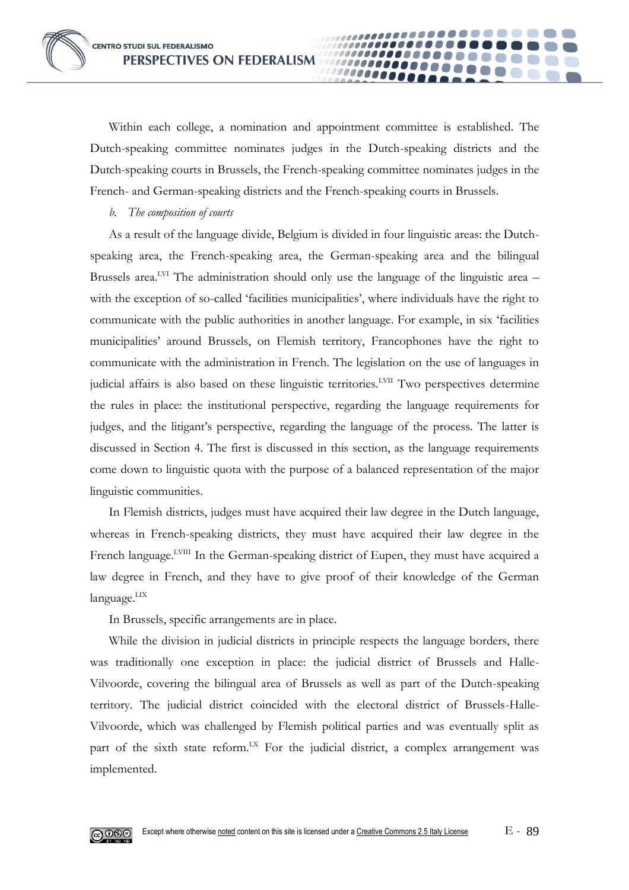Within each college, a nomination and appointment committee is established. The Dutch-speaking committee nominates judges in the Dutch-speaking districts and the Dutch-speaking courts in Brussels, the French-speaking committee nominates judges in the French- and German-speaking districts and the French-speaking courts in Brussels.

### *b. The composition of courts*

As a result of the language divide, Belgium is divided in four linguistic areas: the Dutch-speaking area, the French-speaking area, the German-speaking area and the bilingual Brussels area.[LVI] The administration should only use the language of the linguistic area – with the exception of so-called 'facilities municipalities', where individuals have the right to communicate with the public authorities in another language. For example, in six 'facilities municipalities' around Brussels, on Flemish territory, Francophones have the right to communicate with the administration in French. The legislation on the use of languages in judicial affairs is also based on these linguistic territories.[LVII] Two perspectives determine the rules in place: the institutional perspective, regarding the language requirements for judges, and the litigant's perspective, regarding the language of the process. The latter is discussed in Section 4. The first is discussed in this section, as the language requirements come down to linguistic quota with the purpose of a balanced representation of the major linguistic communities.

In Flemish districts, judges must have acquired their law degree in the Dutch language, whereas in French-speaking districts, they must have acquired their law degree in the French language.[LVIII] In the German-speaking district of Eupen, they must have acquired a law degree in French, and they have to give proof of their knowledge of the German language.[LIX]

In Brussels, specific arrangements are in place.

While the division in judicial districts in principle respects the language borders, there was traditionally one exception in place: the judicial district of Brussels and Halle-Vilvoorde, covering the bilingual area of Brussels as well as part of the Dutch-speaking territory. The judicial district coincided with the electoral district of Brussels-Halle-Vilvoorde, which was challenged by Flemish political parties and was eventually split as part of the sixth state reform.[LX] For the judicial district, a complex arrangement was implemented.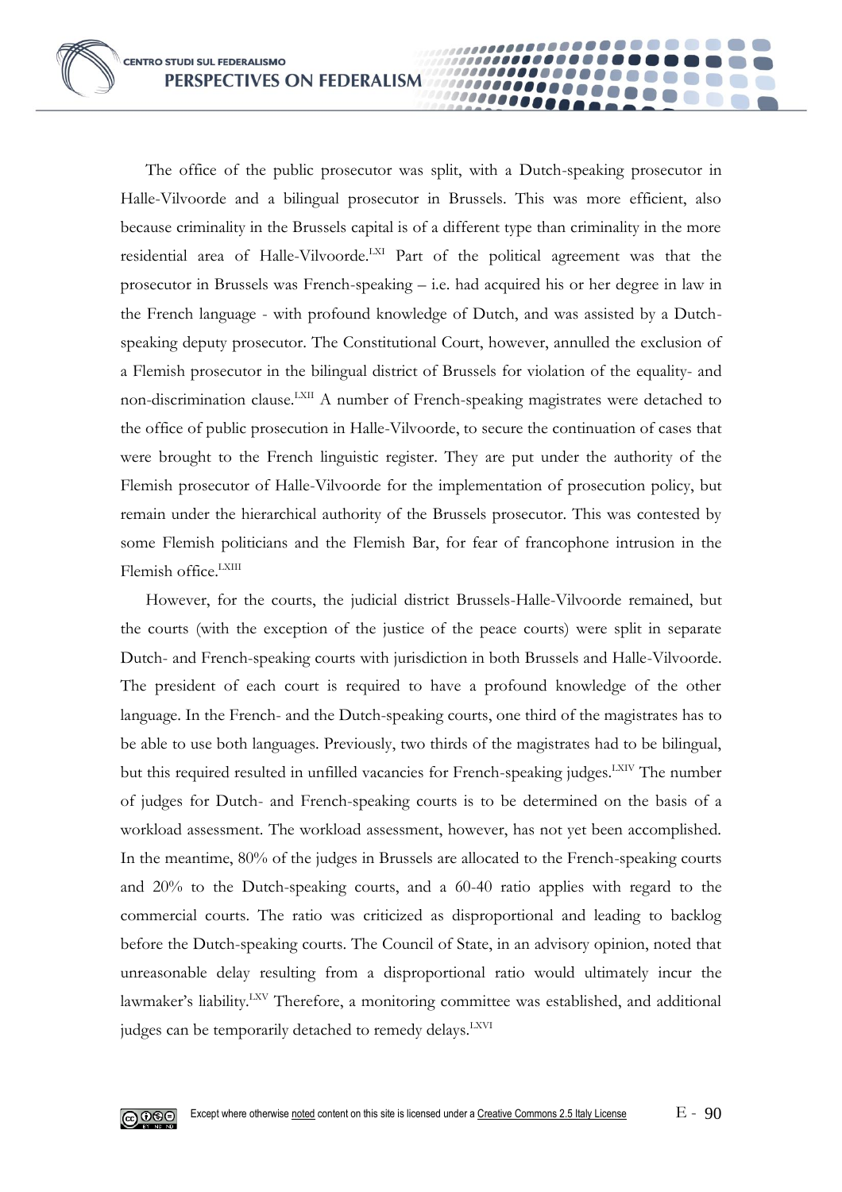The office of the public prosecutor was split, with a Dutch-speaking prosecutor in Halle-Vilvoorde and a bilingual prosecutor in Brussels. This was more efficient, also because criminality in the Brussels capital is of a different type than criminality in the more residential area of Halle-Vilvoorde.[LXI] Part of the political agreement was that the prosecutor in Brussels was French-speaking – i.e. had acquired his or her degree in law in the French language - with profound knowledge of Dutch, and was assisted by a Dutch-speaking deputy prosecutor. The Constitutional Court, however, annulled the exclusion of a Flemish prosecutor in the bilingual district of Brussels for violation of the equality- and non-discrimination clause.[LXII] A number of French-speaking magistrates were detached to the office of public prosecution in Halle-Vilvoorde, to secure the continuation of cases that were brought to the French linguistic register. They are put under the authority of the Flemish prosecutor of Halle-Vilvoorde for the implementation of prosecution policy, but remain under the hierarchical authority of the Brussels prosecutor. This was contested by some Flemish politicians and the Flemish Bar, for fear of francophone intrusion in the Flemish office.[LXIII]

However, for the courts, the judicial district Brussels-Halle-Vilvoorde remained, but the courts (with the exception of the justice of the peace courts) were split in separate Dutch- and French-speaking courts with jurisdiction in both Brussels and Halle-Vilvoorde. The president of each court is required to have a profound knowledge of the other language. In the French- and the Dutch-speaking courts, one third of the magistrates has to be able to use both languages. Previously, two thirds of the magistrates had to be bilingual, but this required resulted in unfilled vacancies for French-speaking judges.[LXIV] The number of judges for Dutch- and French-speaking courts is to be determined on the basis of a workload assessment. The workload assessment, however, has not yet been accomplished. In the meantime, 80% of the judges in Brussels are allocated to the French-speaking courts and 20% to the Dutch-speaking courts, and a 60-40 ratio applies with regard to the commercial courts. The ratio was criticized as disproportional and leading to backlog before the Dutch-speaking courts. The Council of State, in an advisory opinion, noted that unreasonable delay resulting from a disproportional ratio would ultimately incur the lawmaker's liability.[LXV] Therefore, a monitoring committee was established, and additional judges can be temporarily detached to remedy delays.[LXVI]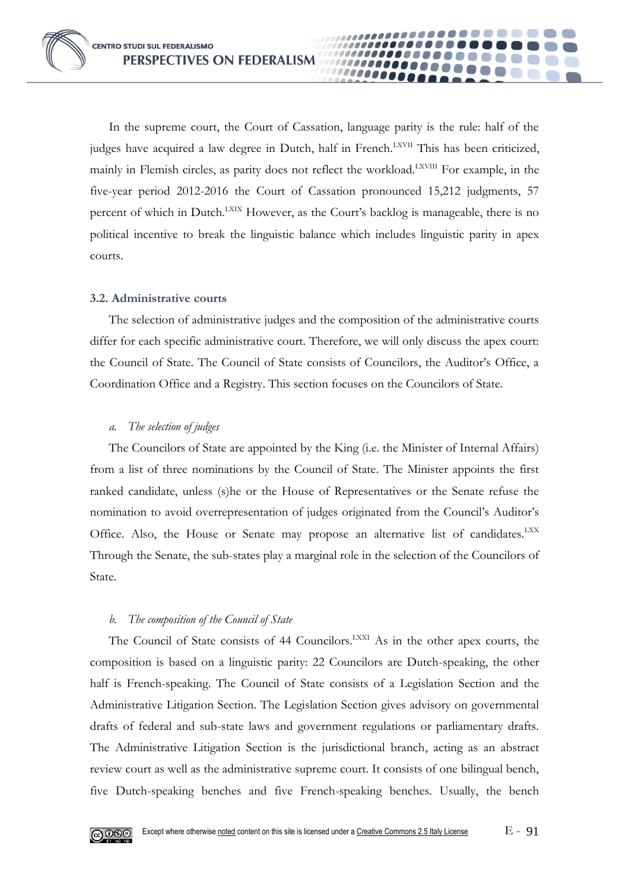In the supreme court, the Court of Cassation, language parity is the rule: half of the judges have acquired a law degree in Dutch, half in French.[LXVII] This has been criticized, mainly in Flemish circles, as parity does not reflect the workload.[LXVIII] For example, in the five-year period 2012-2016 the Court of Cassation pronounced 15,212 judgments, 57 percent of which in Dutch.[LXIX] However, as the Court's backlog is manageable, there is no political incentive to break the linguistic balance which includes linguistic parity in apex courts.

### 3.2. Administrative courts

The selection of administrative judges and the composition of the administrative courts differ for each specific administrative court. Therefore, we will only discuss the apex court: the Council of State. The Council of State consists of Councilors, the Auditor's Office, a Coordination Office and a Registry. This section focuses on the Councilors of State.

*a. The selection of judges*

The Councilors of State are appointed by the King (i.e. the Minister of Internal Affairs) from a list of three nominations by the Council of State. The Minister appoints the first ranked candidate, unless (s)he or the House of Representatives or the Senate refuse the nomination to avoid overrepresentation of judges originated from the Council's Auditor's Office. Also, the House or Senate may propose an alternative list of candidates.[LXX] Through the Senate, the sub-states play a marginal role in the selection of the Councilors of State.

*b. The composition of the Council of State*

The Council of State consists of 44 Councilors.[LXXI] As in the other apex courts, the composition is based on a linguistic parity: 22 Councilors are Dutch-speaking, the other half is French-speaking. The Council of State consists of a Legislation Section and the Administrative Litigation Section. The Legislation Section gives advisory on governmental drafts of federal and sub-state laws and government regulations or parliamentary drafts. The Administrative Litigation Section is the jurisdictional branch, acting as an abstract review court as well as the administrative supreme court. It consists of one bilingual bench, five Dutch-speaking benches and five French-speaking benches. Usually, the bench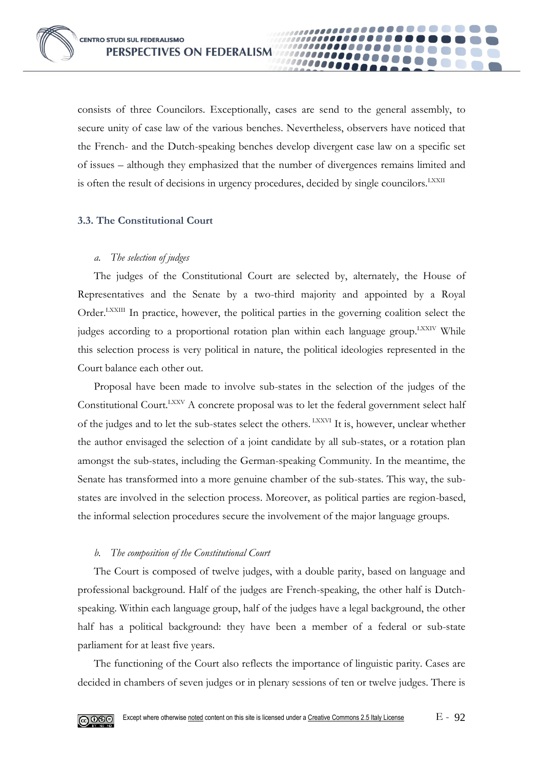consists of three Councilors. Exceptionally, cases are send to the general assembly, to secure unity of case law of the various benches. Nevertheless, observers have noticed that the French- and the Dutch-speaking benches develop divergent case law on a specific set of issues – although they emphasized that the number of divergences remains limited and is often the result of decisions in urgency procedures, decided by single councilors.[LXXII]

### 3.3. The Constitutional Court

#### *a. The selection of judges*

The judges of the Constitutional Court are selected by, alternately, the House of Representatives and the Senate by a two-third majority and appointed by a Royal Order.[LXXIII] In practice, however, the political parties in the governing coalition select the judges according to a proportional rotation plan within each language group.[LXXIV] While this selection process is very political in nature, the political ideologies represented in the Court balance each other out.

Proposal have been made to involve sub-states in the selection of the judges of the Constitutional Court.[LXXV] A concrete proposal was to let the federal government select half of the judges and to let the sub-states select the others. [LXXVI] It is, however, unclear whether the author envisaged the selection of a joint candidate by all sub-states, or a rotation plan amongst the sub-states, including the German-speaking Community. In the meantime, the Senate has transformed into a more genuine chamber of the sub-states. This way, the sub-states are involved in the selection process. Moreover, as political parties are region-based, the informal selection procedures secure the involvement of the major language groups.

#### *b. The composition of the Constitutional Court*

The Court is composed of twelve judges, with a double parity, based on language and professional background. Half of the judges are French-speaking, the other half is Dutch-speaking. Within each language group, half of the judges have a legal background, the other half has a political background: they have been a member of a federal or sub-state parliament for at least five years.

The functioning of the Court also reflects the importance of linguistic parity. Cases are decided in chambers of seven judges or in plenary sessions of ten or twelve judges. There is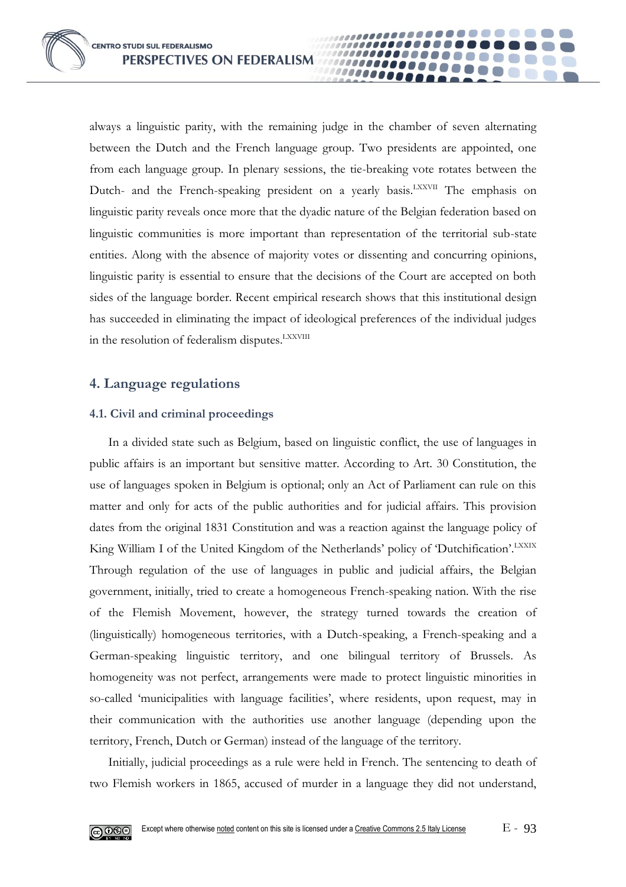always a linguistic parity, with the remaining judge in the chamber of seven alternating between the Dutch and the French language group. Two presidents are appointed, one from each language group. In plenary sessions, the tie-breaking vote rotates between the Dutch- and the French-speaking president on a yearly basis.[LXXVII] The emphasis on linguistic parity reveals once more that the dyadic nature of the Belgian federation based on linguistic communities is more important than representation of the territorial sub-state entities. Along with the absence of majority votes or dissenting and concurring opinions, linguistic parity is essential to ensure that the decisions of the Court are accepted on both sides of the language border. Recent empirical research shows that this institutional design has succeeded in eliminating the impact of ideological preferences of the individual judges in the resolution of federalism disputes.[LXXVIII]

## 4. Language regulations

### 4.1. Civil and criminal proceedings

In a divided state such as Belgium, based on linguistic conflict, the use of languages in public affairs is an important but sensitive matter. According to Art. 30 Constitution, the use of languages spoken in Belgium is optional; only an Act of Parliament can rule on this matter and only for acts of the public authorities and for judicial affairs. This provision dates from the original 1831 Constitution and was a reaction against the language policy of King William I of the United Kingdom of the Netherlands' policy of 'Dutchification'.[LXXIX] Through regulation of the use of languages in public and judicial affairs, the Belgian government, initially, tried to create a homogeneous French-speaking nation. With the rise of the Flemish Movement, however, the strategy turned towards the creation of (linguistically) homogeneous territories, with a Dutch-speaking, a French-speaking and a German-speaking linguistic territory, and one bilingual territory of Brussels. As homogeneity was not perfect, arrangements were made to protect linguistic minorities in so-called 'municipalities with language facilities', where residents, upon request, may in their communication with the authorities use another language (depending upon the territory, French, Dutch or German) instead of the language of the territory.

Initially, judicial proceedings as a rule were held in French. The sentencing to death of two Flemish workers in 1865, accused of murder in a language they did not understand,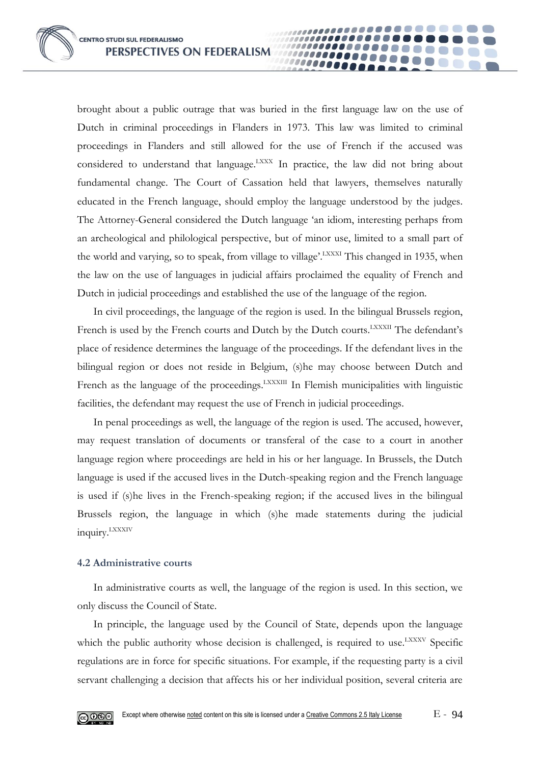brought about a public outrage that was buried in the first language law on the use of Dutch in criminal proceedings in Flanders in 1973. This law was limited to criminal proceedings in Flanders and still allowed for the use of French if the accused was considered to understand that language.[LXXX] In practice, the law did not bring about fundamental change. The Court of Cassation held that lawyers, themselves naturally educated in the French language, should employ the language understood by the judges. The Attorney-General considered the Dutch language 'an idiom, interesting perhaps from an archeological and philological perspective, but of minor use, limited to a small part of the world and varying, so to speak, from village to village'.[LXXXI] This changed in 1935, when the law on the use of languages in judicial affairs proclaimed the equality of French and Dutch in judicial proceedings and established the use of the language of the region.

In civil proceedings, the language of the region is used. In the bilingual Brussels region, French is used by the French courts and Dutch by the Dutch courts.[LXXXII] The defendant's place of residence determines the language of the proceedings. If the defendant lives in the bilingual region or does not reside in Belgium, (s)he may choose between Dutch and French as the language of the proceedings.[LXXXIII] In Flemish municipalities with linguistic facilities, the defendant may request the use of French in judicial proceedings.

In penal proceedings as well, the language of the region is used. The accused, however, may request translation of documents or transferal of the case to a court in another language region where proceedings are held in his or her language. In Brussels, the Dutch language is used if the accused lives in the Dutch-speaking region and the French language is used if (s)he lives in the French-speaking region; if the accused lives in the bilingual Brussels region, the language in which (s)he made statements during the judicial inquiry.[LXXXIV]

### 4.2 Administrative courts

In administrative courts as well, the language of the region is used. In this section, we only discuss the Council of State.

In principle, the language used by the Council of State, depends upon the language which the public authority whose decision is challenged, is required to use.[LXXXV] Specific regulations are in force for specific situations. For example, if the requesting party is a civil servant challenging a decision that affects his or her individual position, several criteria are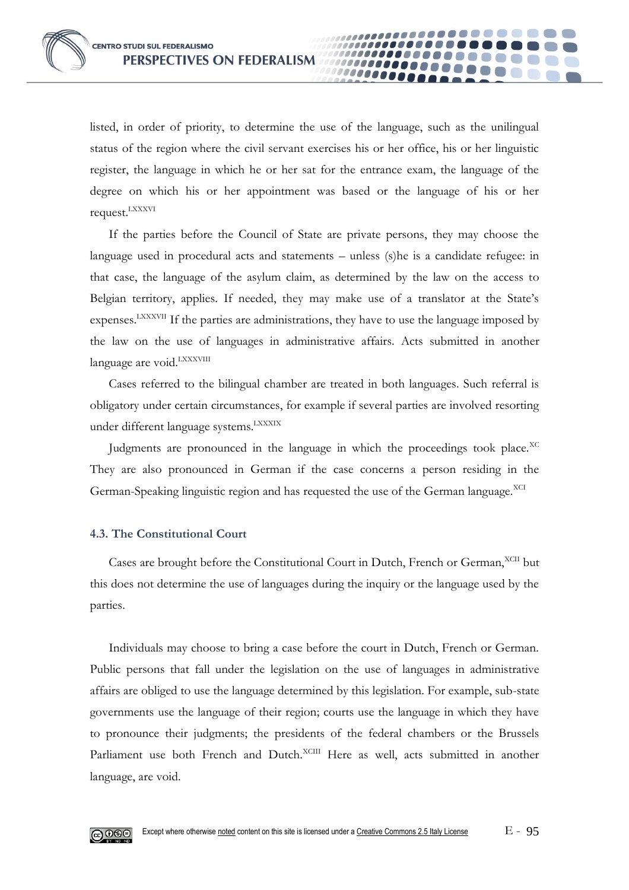listed, in order of priority, to determine the use of the language, such as the unilingual status of the region where the civil servant exercises his or her office, his or her linguistic register, the language in which he or she sat for the entrance exam, the language of the degree on which his or her appointment was based or the language of his or her request.[LXXXVI]

If the parties before the Council of State are private persons, they may choose the language used in procedural acts and statements – unless (s)he is a candidate refugee: in that case, the language of the asylum claim, as determined by the law on the access to Belgian territory, applies. If needed, they may make use of a translator at the State's expenses.[LXXXVII] If the parties are administrations, they have to use the language imposed by the law on the use of languages in administrative affairs. Acts submitted in another language are void.[LXXXVIII]

Cases referred to the bilingual chamber are treated in both languages. Such referral is obligatory under certain circumstances, for example if several parties are involved resorting under different language systems.[LXXXIX]

Judgments are pronounced in the language in which the proceedings took place.[XC] They are also pronounced in German if the case concerns a person residing in the German-Speaking linguistic region and has requested the use of the German language.[XCI]

### 4.3. The Constitutional Court

Cases are brought before the Constitutional Court in Dutch, French or German,[XCII] but this does not determine the use of languages during the inquiry or the language used by the parties.

Individuals may choose to bring a case before the court in Dutch, French or German. Public persons that fall under the legislation on the use of languages in administrative affairs are obliged to use the language determined by this legislation. For example, sub-state governments use the language of their region; courts use the language in which they have to pronounce their judgments; the presidents of the federal chambers or the Brussels Parliament use both French and Dutch.[XCIII] Here as well, acts submitted in another language, are void.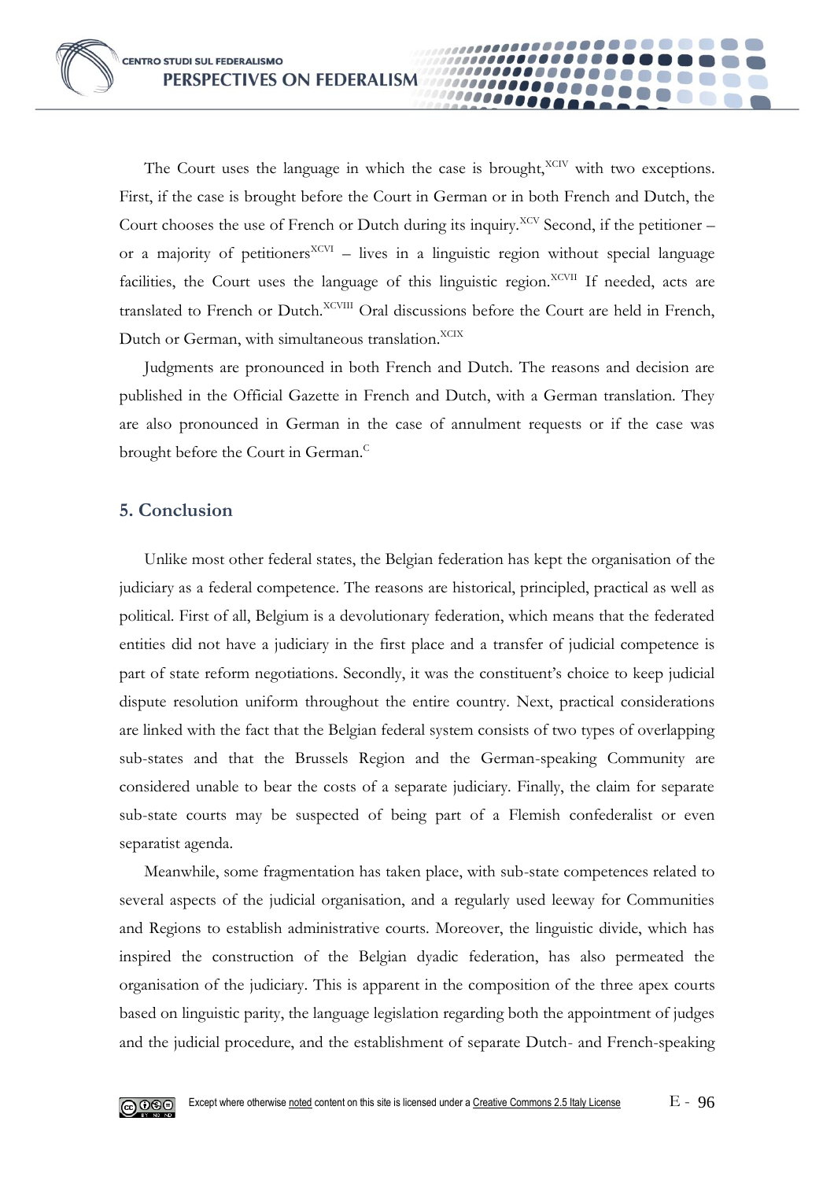The Court uses the language in which the case is brought,[XCIV] with two exceptions. First, if the case is brought before the Court in German or in both French and Dutch, the Court chooses the use of French or Dutch during its inquiry.[XCV] Second, if the petitioner – or a majority of petitioners[XCVI] – lives in a linguistic region without special language facilities, the Court uses the language of this linguistic region.[XCVII] If needed, acts are translated to French or Dutch.[XCVIII] Oral discussions before the Court are held in French, Dutch or German, with simultaneous translation.[XCIX]

Judgments are pronounced in both French and Dutch. The reasons and decision are published in the Official Gazette in French and Dutch, with a German translation. They are also pronounced in German in the case of annulment requests or if the case was brought before the Court in German.[C]

## 5. Conclusion

Unlike most other federal states, the Belgian federation has kept the organisation of the judiciary as a federal competence. The reasons are historical, principled, practical as well as political. First of all, Belgium is a devolutionary federation, which means that the federated entities did not have a judiciary in the first place and a transfer of judicial competence is part of state reform negotiations. Secondly, it was the constituent's choice to keep judicial dispute resolution uniform throughout the entire country. Next, practical considerations are linked with the fact that the Belgian federal system consists of two types of overlapping sub-states and that the Brussels Region and the German-speaking Community are considered unable to bear the costs of a separate judiciary. Finally, the claim for separate sub-state courts may be suspected of being part of a Flemish confederalist or even separatist agenda.

Meanwhile, some fragmentation has taken place, with sub-state competences related to several aspects of the judicial organisation, and a regularly used leeway for Communities and Regions to establish administrative courts. Moreover, the linguistic divide, which has inspired the construction of the Belgian dyadic federation, has also permeated the organisation of the judiciary. This is apparent in the composition of the three apex courts based on linguistic parity, the language legislation regarding both the appointment of judges and the judicial procedure, and the establishment of separate Dutch- and French-speaking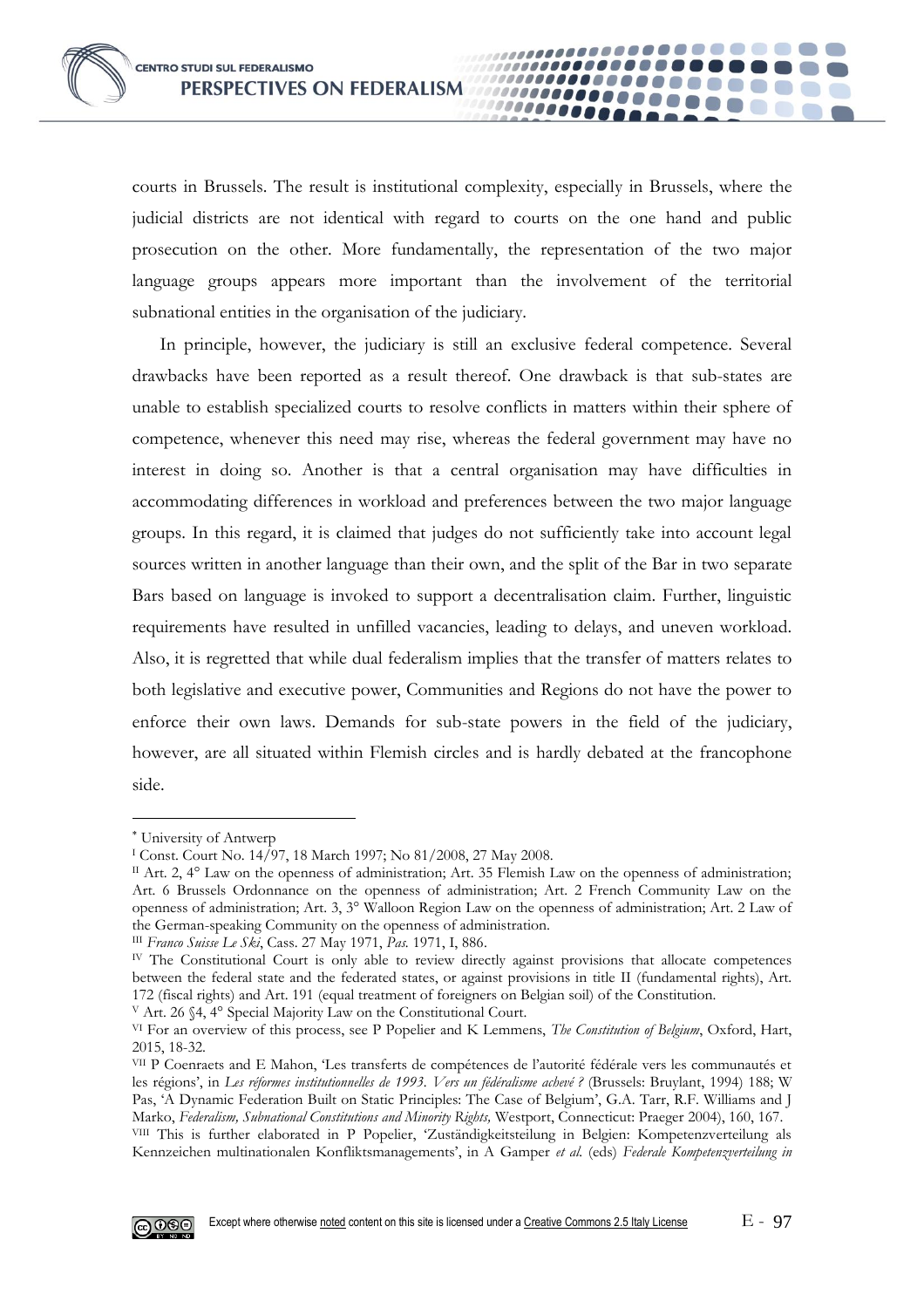courts in Brussels. The result is institutional complexity, especially in Brussels, where the judicial districts are not identical with regard to courts on the one hand and public prosecution on the other. More fundamentally, the representation of the two major language groups appears more important than the involvement of the territorial subnational entities in the organisation of the judiciary.

In principle, however, the judiciary is still an exclusive federal competence. Several drawbacks have been reported as a result thereof. One drawback is that sub-states are unable to establish specialized courts to resolve conflicts in matters within their sphere of competence, whenever this need may rise, whereas the federal government may have no interest in doing so. Another is that a central organisation may have difficulties in accommodating differences in workload and preferences between the two major language groups. In this regard, it is claimed that judges do not sufficiently take into account legal sources written in another language than their own, and the split of the Bar in two separate Bars based on language is invoked to support a decentralisation claim. Further, linguistic requirements have resulted in unfilled vacancies, leading to delays, and uneven workload. Also, it is regretted that while dual federalism implies that the transfer of matters relates to both legislative and executive power, Communities and Regions do not have the power to enforce their own laws. Demands for sub-state powers in the field of the judiciary, however, are all situated within Flemish circles and is hardly debated at the francophone side.

---

[*] University of Antwerp

[I] Const. Court No. 14/97, 18 March 1997; No 81/2008, 27 May 2008.

[II] Art. 2, 4° Law on the openness of administration; Art. 35 Flemish Law on the openness of administration; Art. 6 Brussels Ordonnance on the openness of administration; Art. 3, 3° Walloon Region Law on the openness of administration; Art. 2 French Community Law on the openness of administration; Art. 2 Law of the German-speaking Community on the openness of administration.

[III] *Franco Suisse Le Ski*, Cass. 27 May 1971, *Pas.* 1971, I, 886.

[IV] The Constitutional Court is only able to review directly against provisions that allocate competences between the federal state and the federated states, or against provisions in title II (fundamental rights), Art. 172 (fiscal rights) and Art. 191 (equal treatment of foreigners on Belgian soil) of the Constitution.

[V] Art. 26 §4, 4° Special Majority Law on the Constitutional Court.

[VI] For an overview of this process, see P Popelier and K Lemmens, *The Constitution of Belgium*, Oxford, Hart, 2015, 18-32.

[VII] P Coenraets and E Mahon, 'Les transferts de compétences de l'autorité fédérale vers les communautés et les régions', in *Les réformes institutionnelles de 1993. Vers un fédéralisme achevé ?* (Brussels: Bruylant, 1994) 188; W Pas, 'A Dynamic Federation Built on Static Principles: The Case of Belgium', G.A. Tarr, R.F. Williams and J Marko, *Federalism, Subnational Constitutions and Minority Rights,* Westport, Connecticut: Praeger 2004), 160, 167.

[VIII] This is further elaborated in P Popelier, 'Zuständigkeitsteilung in Belgien: Kompetenzverteilung als Kennzeichen multinationalen Konfliktsmanagements', in A Gamper *et al.* (eds) *Federale Kompetenzverteilung in*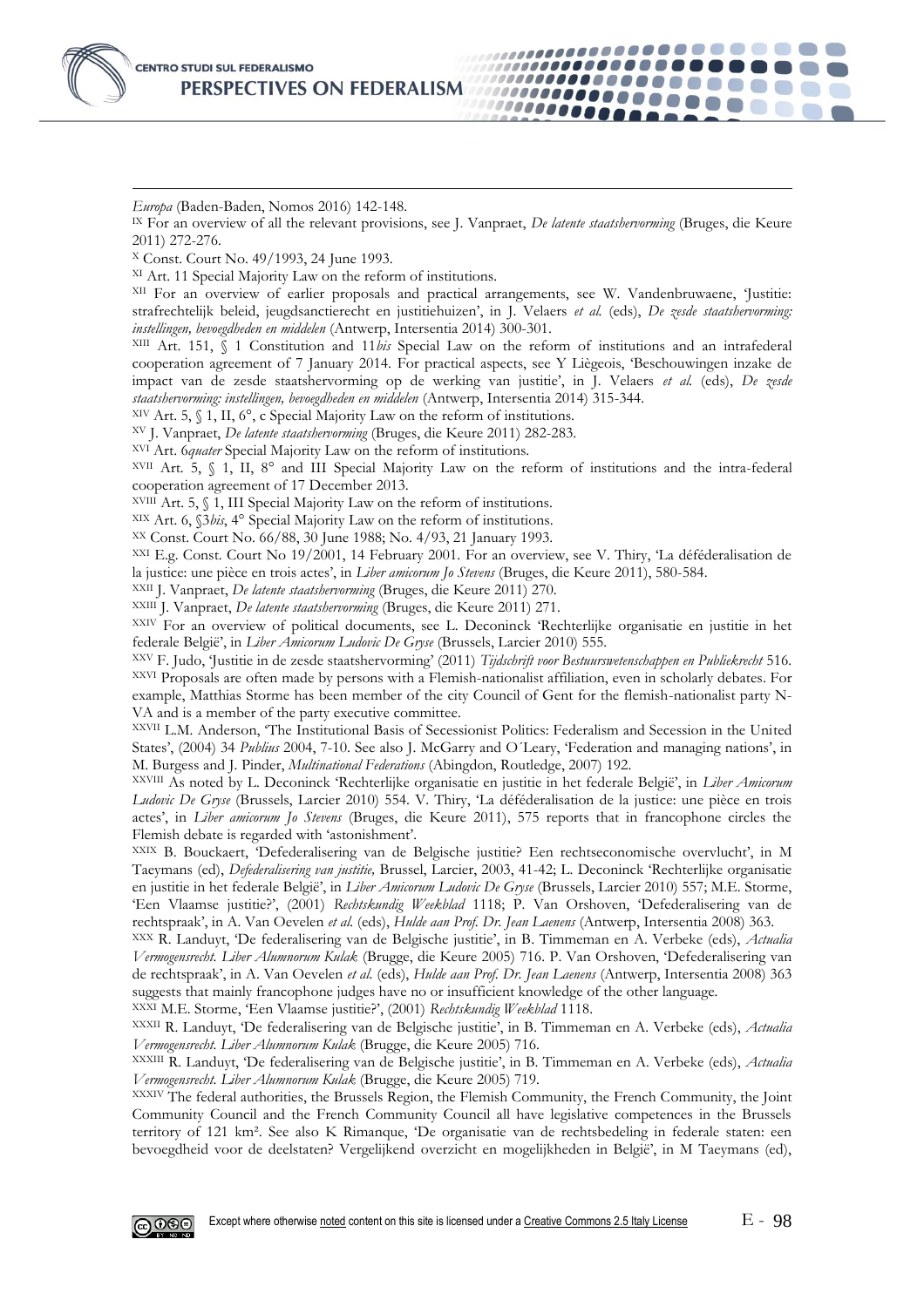*Europa* (Baden-Baden, Nomos 2016) 142-148.

[IX] For an overview of all the relevant provisions, see J. Vanpraet, *De latente staatshervorming* (Bruges, die Keure 2011) 272-276.

[X] Const. Court No. 49/1993, 24 June 1993.

[XI] Art. 11 Special Majority Law on the reform of institutions.

[XII] For an overview of earlier proposals and practical arrangements, see W. Vandenbruwaene, 'Justitie: strafrechtelijk beleid, jeugdsanctierecht en justitiehuizen', in J. Velaers *et al.* (eds), *De zesde staatshervorming: instellingen, bevoegdheden en middelen* (Antwerp, Intersentia 2014) 300-301.

[XIII] Art. 151, § 1 Constitution and 11*bis* Special Law on the reform of institutions and an intrafederal cooperation agreement of 7 January 2014. For practical aspects, see Y Liègeois, 'Beschouwingen inzake de impact van de zesde staatshervorming op de werking van justitie', in J. Velaers *et al.* (eds), *De zesde staatshervorming: instellingen, bevoegdheden en middelen* (Antwerp, Intersentia 2014) 315-344.

[XIV] Art. 5, § 1, II, 6°, c Special Majority Law on the reform of institutions.

[XV] J. Vanpraet, *De latente staatshervorming* (Bruges, die Keure 2011) 282-283.

[XVI] Art. 6*quater* Special Majority Law on the reform of institutions.

[XVII] Art. 5, § 1, II, 8° and III Special Majority Law on the reform of institutions and the intra-federal cooperation agreement of 17 December 2013.

[XVIII] Art. 5, § 1, III Special Majority Law on the reform of institutions.

[XIX] Art. 6, §3*bis*, 4° Special Majority Law on the reform of institutions.

[XX] Const. Court No. 66/88, 30 June 1988; No. 4/93, 21 January 1993.

[XXI] E.g. Const. Court No 19/2001, 14 February 2001. For an overview, see V. Thiry, 'La défédéralisation de la justice: une pièce en trois actes', in *Liber amicorum Jo Stevens* (Bruges, die Keure 2011), 580-584.

[XXII] J. Vanpraet, *De latente staatshervorming* (Bruges, die Keure 2011) 270.

[XXIII] J. Vanpraet, *De latente staatshervorming* (Bruges, die Keure 2011) 271.

[XXIV] For an overview of political documents, see L. Deconinck 'Rechterlijke organisatie en justitie in het federale België', in *Liber Amicorum Ludovic De Gryse* (Brussels, Larcier 2010) 555.

[XXV] F. Judo, 'Justitie in de zesde staatshervorming' (2011) *Tijdschrift voor Bestuurswetenschappen en Publiekrecht* 516.

[XXVI] Proposals are often made by persons with a Flemish-nationalist affiliation, even in scholarly debates. For example, Matthias Storme has been member of the city Council of Gent for the flemish-nationalist party N-VA and is a member of the party executive committee.

[XXVII] L.M. Anderson, 'The Institutional Basis of Secessionist Politics: Federalism and Secession in the United States', (2004) 34 *Publius* 2004, 7-10. See also J. McGarry and O´Leary, 'Federation and managing nations', in M. Burgess and J. Pinder, *Multinational Federations* (Abingdon, Routledge, 2007) 192.

[XXVIII] As noted by L. Deconinck 'Rechterlijke organisatie en justitie in het federale België', in *Liber Amicorum Ludovic De Gryse* (Brussels, Larcier 2010) 554. V. Thiry, 'La défédéralisation de la justice: une pièce en trois actes', in *Liber amicorum Jo Stevens* (Bruges, die Keure 2011), 575 reports that in francophone circles the Flemish debate is regarded with 'astonishment'.

[XXIX] B. Bouckaert, 'Defederalisering van de Belgische justitie? Een rechtseconomische overvlucht', in M Taeymans (ed), *Defederalisering van justitie,* Brussel, Larcier, 2003, 41-42; L. Deconinck 'Rechterlijke organisatie en justitie in het federale België', in *Liber Amicorum Ludovic De Gryse* (Brussels, Larcier 2010) 557; M.E. Storme, 'Een Vlaamse justitie?', (2001) *Rechtskundig Weekblad* 1118; P. Van Orshoven, 'Defederalisering van de rechtspraak', in A. Van Oevelen *et al.* (eds), *Hulde aan Prof. Dr. Jean Laenens* (Antwerp, Intersentia 2008) 363.

[XXX] R. Landuyt, 'De federalisering van de Belgische justitie', in B. Timmeman en A. Verbeke (eds), *Actualia Vermogensrecht. Liber Alumnorum Kulak* (Brugge, die Keure 2005) 716. P. Van Orshoven, 'Defederalisering van de rechtspraak', in A. Van Oevelen *et al.* (eds), *Hulde aan Prof. Dr. Jean Laenens* (Antwerp, Intersentia 2008) 363 suggests that mainly francophone judges have no or insufficient knowledge of the other language.

[XXXI] M.E. Storme, 'Een Vlaamse justitie?', (2001) *Rechtskundig Weekblad* 1118.

[XXXII] R. Landuyt, 'De federalisering van de Belgische justitie', in B. Timmeman en A. Verbeke (eds), *Actualia Vermogensrecht. Liber Alumnorum Kulak* (Brugge, die Keure 2005) 716.

[XXXIII] R. Landuyt, 'De federalisering van de Belgische justitie', in B. Timmeman en A. Verbeke (eds), *Actualia Vermogensrecht. Liber Alumnorum Kulak* (Brugge, die Keure 2005) 719.

[XXXIV] The federal authorities, the Brussels Region, the Flemish Community, the French Community, the Joint Community Council and the French Community Council all have legislative competences in the Brussels territory of 121 km². See also K Rimanque, 'De organisatie van de rechtsbedeling in federale staten: een bevoegdheid voor de deelstaten? Vergelijkend overzicht en mogelijkheden in België', in M Taeymans (ed),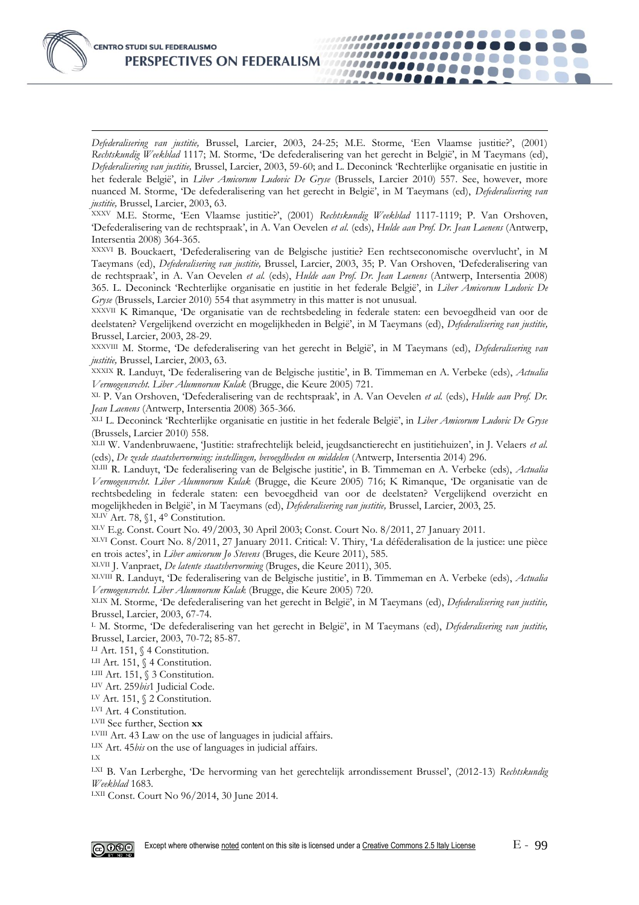*Defederalisering van justitie,* Brussel, Larcier, 2003, 24-25; M.E. Storme, 'Een Vlaamse justitie?', (2001) *Rechtskundig Weekblad* 1117; M. Storme, 'De defederalisering van het gerecht in België', in M Taeymans (ed), *Defederalisering van justitie,* Brussel, Larcier, 2003, 59-60; and L. Deconinck 'Rechterlijke organisatie en justitie in het federale België', in *Liber Amicorum Ludovic De Gryse* (Brussels, Larcier 2010) 557. See, however, more nuanced M. Storme, 'De defederalisering van het gerecht in België', in M Taeymans (ed), *Defederalisering van justitie,* Brussel, Larcier, 2003, 63.

[XXXV] M.E. Storme, 'Een Vlaamse justitie?', (2001) *Rechtskundig Weekblad* 1117-1119; P. Van Orshoven, 'Defederalisering van de rechtspraak', in A. Van Oevelen *et al.* (eds), *Hulde aan Prof. Dr. Jean Laenens* (Antwerp, Intersentia 2008) 364-365.

[XXXVI] B. Bouckaert, 'Defederalisering van de Belgische justitie? Een rechtseconomische overvlucht', in M Taeymans (ed), *Defederalisering van justitie,* Brussel, Larcier, 2003, 35; P. Van Orshoven, 'Defederalisering van de rechtspraak', in A. Van Oevelen *et al.* (eds), *Hulde aan Prof. Dr. Jean Laenens* (Antwerp, Intersentia 2008) 365. L. Deconinck 'Rechterlijke organisatie en justitie in het federale België', in *Liber Amicorum Ludovic De Gryse* (Brussels, Larcier 2010) 554 that asymmetry in this matter is not unusual.

[XXXVII] K Rimanque, 'De organisatie van de rechtsbedeling in federale staten: een bevoegdheid van oor de deelstaten? Vergelijkend overzicht en mogelijkheden in België', in M Taeymans (ed), *Defederalisering van justitie,* Brussel, Larcier, 2003, 28-29.

[XXXVIII] M. Storme, 'De defederalisering van het gerecht in België', in M Taeymans (ed), *Defederalisering van justitie,* Brussel, Larcier, 2003, 63.

[XXXIX] R. Landuyt, 'De federalisering van de Belgische justitie', in B. Timmeman en A. Verbeke (eds), *Actualia Vermogensrecht. Liber Alumnorum Kulak* (Brugge, die Keure 2005) 721.

[XL] P. Van Orshoven, 'Defederalisering van de rechtspraak', in A. Van Oevelen *et al.* (eds), *Hulde aan Prof. Dr. Jean Laenens* (Antwerp, Intersentia 2008) 365-366.

[XLI] L. Deconinck 'Rechterlijke organisatie en justitie in het federale België', in *Liber Amicorum Ludovic De Gryse* (Brussels, Larcier 2010) 558.

[XLII] W. Vandenbruwaene, 'Justitie: strafrechtelijk beleid, jeugdsanctierecht en justitiehuizen', in J. Velaers *et al.* (eds), *De zesde staatshervorming: instellingen, bevoegdheden en middelen* (Antwerp, Intersentia 2014) 296.

[XLIII] R. Landuyt, 'De federalisering van de Belgische justitie', in B. Timmeman en A. Verbeke (eds), *Actualia Vermogensrecht. Liber Alumnorum Kulak* (Brugge, die Keure 2005) 716; K Rimanque, 'De organisatie van de rechtsbedeling in federale staten: een bevoegdheid van oor de deelstaten? Vergelijkend overzicht en mogelijkheden in België', in M Taeymans (ed), *Defederalisering van justitie,* Brussel, Larcier, 2003, 25.

[XLIV] Art. 78, §1, 4° Constitution.

[XLV] E.g. Const. Court No. 49/2003, 30 April 2003; Const. Court No. 8/2011, 27 January 2011.

[XLVI] Const. Court No. 8/2011, 27 January 2011. Critical: V. Thiry, 'La déféderalisation de la justice: une pièce en trois actes', in *Liber amicorum Jo Stevens* (Bruges, die Keure 2011), 585.

[XLVII] J. Vanpraet, *De latente staatshervorming* (Bruges, die Keure 2011), 305.

[XLVIII] R. Landuyt, 'De federalisering van de Belgische justitie', in B. Timmeman en A. Verbeke (eds), *Actualia Vermogensrecht. Liber Alumnorum Kulak* (Brugge, die Keure 2005) 720.

[XLIX] M. Storme, 'De defederalisering van het gerecht in België', in M Taeymans (ed), *Defederalisering van justitie,* Brussel, Larcier, 2003, 67-74.

[L] M. Storme, 'De defederalisering van het gerecht in België', in M Taeymans (ed), *Defederalisering van justitie,* Brussel, Larcier, 2003, 70-72; 85-87.

[LI] Art. 151, § 4 Constitution.

[LII] Art. 151, § 4 Constitution.

[LIII] Art. 151, § 3 Constitution.

[LIV] Art. 259*bis*1 Judicial Code.

[LV] Art. 151, § 2 Constitution.

[LVI] Art. 4 Constitution.

[LVII] See further, Section **xx**

[LVIII] Art. 43 Law on the use of languages in judicial affairs.

[LIX] Art. 45*bis* on the use of languages in judicial affairs.

[LX]

[LXI] B. Van Lerberghe, 'De hervorming van het gerechtelijk arrondissement Brussel', (2012-13) *Rechtskundig Weekblad* 1683.

[LXII] Const. Court No 96/2014, 30 June 2014.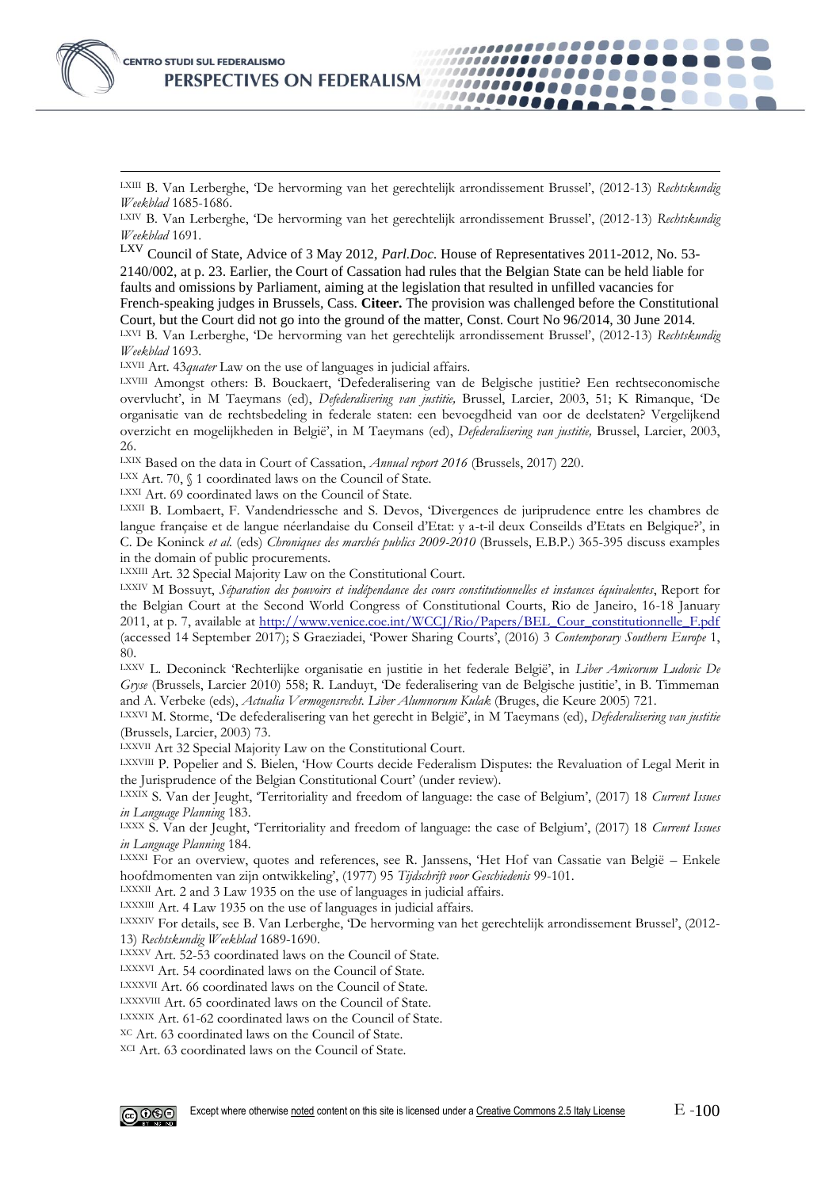[LXIII] B. Van Lerberghe, 'De hervorming van het gerechtelijk arrondissement Brussel', (2012-13) *Rechtskundig Weekblad* 1685-1686.

[LXIV] B. Van Lerberghe, 'De hervorming van het gerechtelijk arrondissement Brussel', (2012-13) *Rechtskundig Weekblad* 1691.

[LXV] Council of State, Advice of 3 May 2012, *Parl.Doc.* House of Representatives 2011-2012, No. 53-2140/002, at p. 23. Earlier, the Court of Cassation had rules that the Belgian State can be held liable for faults and omissions by Parliament, aiming at the legislation that resulted in unfilled vacancies for French-speaking judges in Brussels, Cass. **Citeer.** The provision was challenged before the Constitutional Court, but the Court did not go into the ground of the matter, Const. Court No 96/2014, 30 June 2014.

[LXVI] B. Van Lerberghe, 'De hervorming van het gerechtelijk arrondissement Brussel', (2012-13) *Rechtskundig Weekblad* 1693.

[LXVII] Art. 43*quater* Law on the use of languages in judicial affairs.

[LXVIII] Amongst others: B. Bouckaert, 'Defederalisering van de Belgische justitie? Een rechtseconomische overvlucht', in M Taeymans (ed), *Defederalisering van justitie,* Brussel, Larcier, 2003, 51; K Rimanque, 'De organisatie van de rechtsbedeling in federale staten: een bevoegdheid van oor de deelstaten? Vergelijkend overzicht en mogelijkheden in België', in M Taeymans (ed), *Defederalisering van justitie,* Brussel, Larcier, 2003, 26.

[LXIX] Based on the data in Court of Cassation, *Annual report 2016* (Brussels, 2017) 220.

[LXX] Art. 70, § 1 coordinated laws on the Council of State.

[LXXI] Art. 69 coordinated laws on the Council of State.

[LXXII] B. Lombaert, F. Vandendriessche and S. Devos, 'Divergences de juriprudence entre les chambres de langue française et de langue néerlandaise du Conseil d'Etat: y a-t-il deux Conseilds d'Etats en Belgique?', in C. De Koninck *et al.* (eds) *Chroniques des marchés publics 2009-2010* (Brussels, E.B.P.) 365-395 discuss examples in the domain of public procurements.

[LXXIII] Art. 32 Special Majority Law on the Constitutional Court.

[LXXIV] M Bossuyt, *Séparation des pouvoirs et indépendance des cours constitutionnelles et instances équivalentes*, Report for the Belgian Court at the Second World Congress of Constitutional Courts, Rio de Janeiro, 16-18 January 2011, at p. 7, available at http://www.venice.coe.int/WCCJ/Rio/Papers/BEL_Cour_constitutionnelle_F.pdf (accessed 14 September 2017); S Graeziadei, 'Power Sharing Courts', (2016) 3 *Contemporary Southern Europe* 1, 80.

[LXXV] L. Deconinck 'Rechterlijke organisatie en justitie in het federale België', in *Liber Amicorum Ludovic De Gryse* (Brussels, Larcier 2010) 558; R. Landuyt, 'De federalisering van de Belgische justitie', in B. Timmeman and A. Verbeke (eds), *Actualia Vermogensrecht. Liber Alumnorum Kulak* (Bruges, die Keure 2005) 721.

[LXXVI] M. Storme, 'De defederalisering van het gerecht in België', in M Taeymans (ed), *Defederalisering van justitie* (Brussels, Larcier, 2003) 73.

[LXXVII] Art 32 Special Majority Law on the Constitutional Court.

[LXXVIII] P. Popelier and S. Bielen, 'How Courts decide Federalism Disputes: the Revaluation of Legal Merit in the Jurisprudence of the Belgian Constitutional Court' (under review).

[LXXIX] S. Van der Jeught, 'Territoriality and freedom of language: the case of Belgium', (2017) 18 *Current Issues in Language Planning* 183.

[LXXX] S. Van der Jeught, 'Territoriality and freedom of language: the case of Belgium', (2017) 18 *Current Issues in Language Planning* 184.

[LXXXI] For an overview, quotes and references, see R. Janssens, 'Het Hof van Cassatie van België – Enkele hoofdmomenten van zijn ontwikkeling', (1977) 95 *Tijdschrift voor Geschiedenis* 99-101.

[LXXXII] Art. 2 and 3 Law 1935 on the use of languages in judicial affairs.

[LXXXIII] Art. 4 Law 1935 on the use of languages in judicial affairs.

[LXXXIV] For details, see B. Van Lerberghe, 'De hervorming van het gerechtelijk arrondissement Brussel', (2012-13) *Rechtskundig Weekblad* 1689-1690.

[LXXXV] Art. 52-53 coordinated laws on the Council of State.

[LXXXVI] Art. 54 coordinated laws on the Council of State.

[LXXXVII] Art. 66 coordinated laws on the Council of State.

[LXXXVIII] Art. 65 coordinated laws on the Council of State.

[LXXXIX] Art. 61-62 coordinated laws on the Council of State.

[XC] Art. 63 coordinated laws on the Council of State.

[XCI] Art. 63 coordinated laws on the Council of State.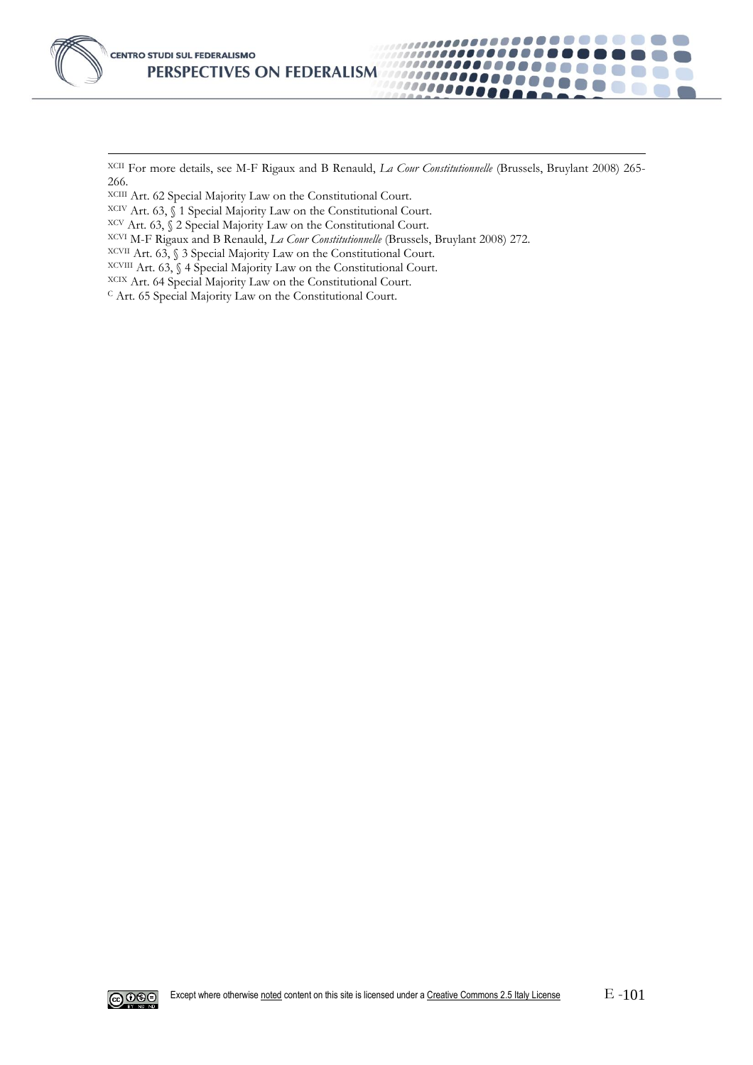[XCII] For more details, see M-F Rigaux and B Renauld, *La Cour Constitutionnelle* (Brussels, Bruylant 2008) 265-266.

[XCIII] Art. 62 Special Majority Law on the Constitutional Court.

[XCIV] Art. 63, § 1 Special Majority Law on the Constitutional Court.

[XCV] Art. 63, § 2 Special Majority Law on the Constitutional Court.

[XCVI] M-F Rigaux and B Renauld, *La Cour Constitutionnelle* (Brussels, Bruylant 2008) 272.

[XCVII] Art. 63, § 3 Special Majority Law on the Constitutional Court.

[XCVIII] Art. 63, § 4 Special Majority Law on the Constitutional Court.

[XCIX] Art. 64 Special Majority Law on the Constitutional Court.

[C] Art. 65 Special Majority Law on the Constitutional Court.